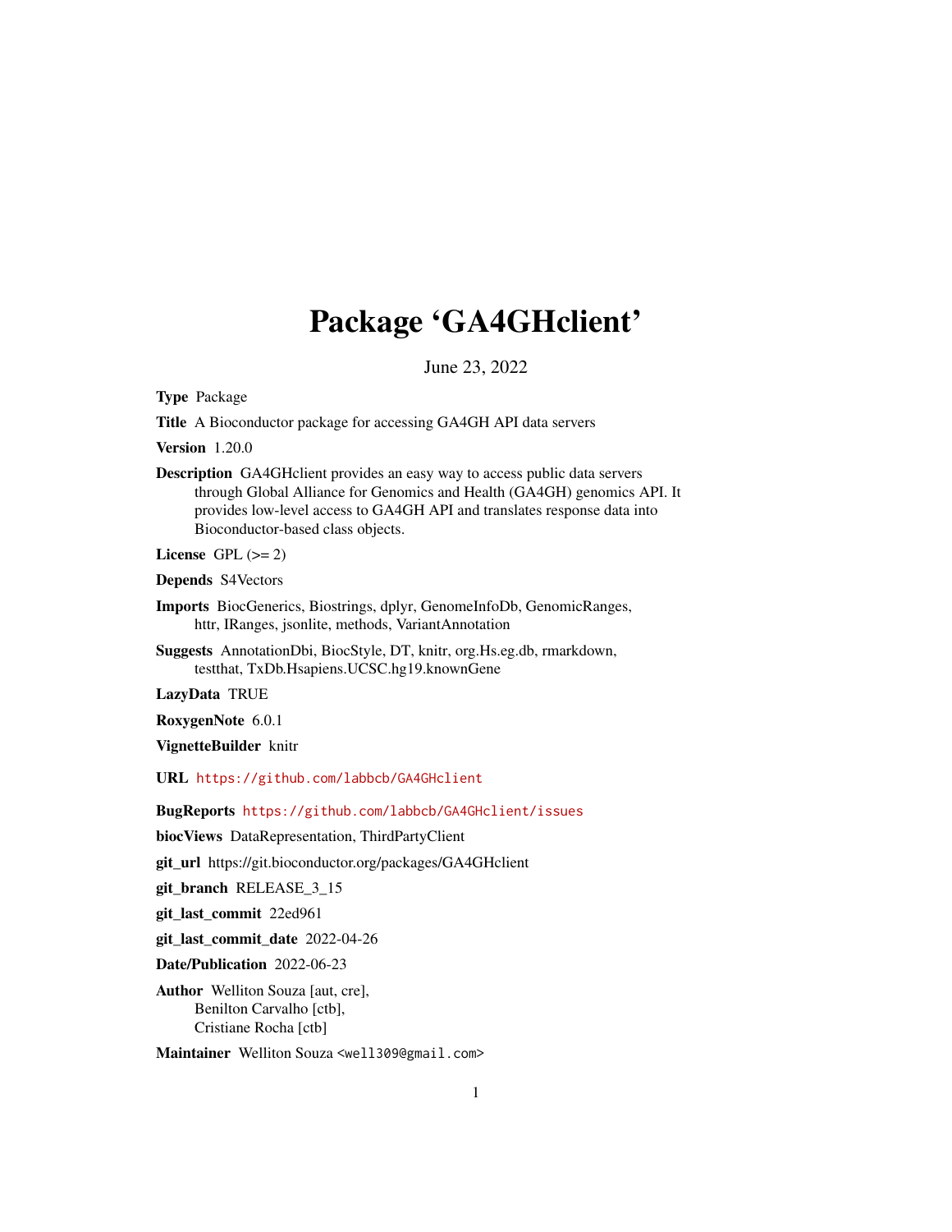# Package 'GA4GHclient'

June 23, 2022

**Type** Package

**Title** A Bioconductor package for accessing GA4GH API data servers

**Version** 1.20.0

**Description** GA4GHclient provides an easy way to access public data servers through Global Alliance for Genomics and Health (GA4GH) genomics API. It provides low-level access to GA4GH API and translates response data into Bioconductor-based class objects.

**License** GPL (>= 2)

**Depends** S4Vectors

**Imports** BiocGenerics, Biostrings, dplyr, GenomeInfoDb, GenomicRanges, httr, IRanges, jsonlite, methods, VariantAnnotation

**Suggests** AnnotationDbi, BiocStyle, DT, knitr, org.Hs.eg.db, rmarkdown, testthat, TxDb.Hsapiens.UCSC.hg19.knownGene

**LazyData** TRUE

**RoxygenNote** 6.0.1

**VignetteBuilder** knitr

**URL** https://github.com/labbcb/GA4GHclient

**BugReports** https://github.com/labbcb/GA4GHclient/issues

**biocViews** DataRepresentation, ThirdPartyClient

**git_url** https://git.bioconductor.org/packages/GA4GHclient

**git_branch** RELEASE_3_15

**git_last_commit** 22ed961

**git_last_commit_date** 2022-04-26

**Date/Publication** 2022-06-23

**Author** Welliton Souza [aut, cre],
Benilton Carvalho [ctb],
Cristiane Rocha [ctb]

**Maintainer** Welliton Souza <well309@gmail.com>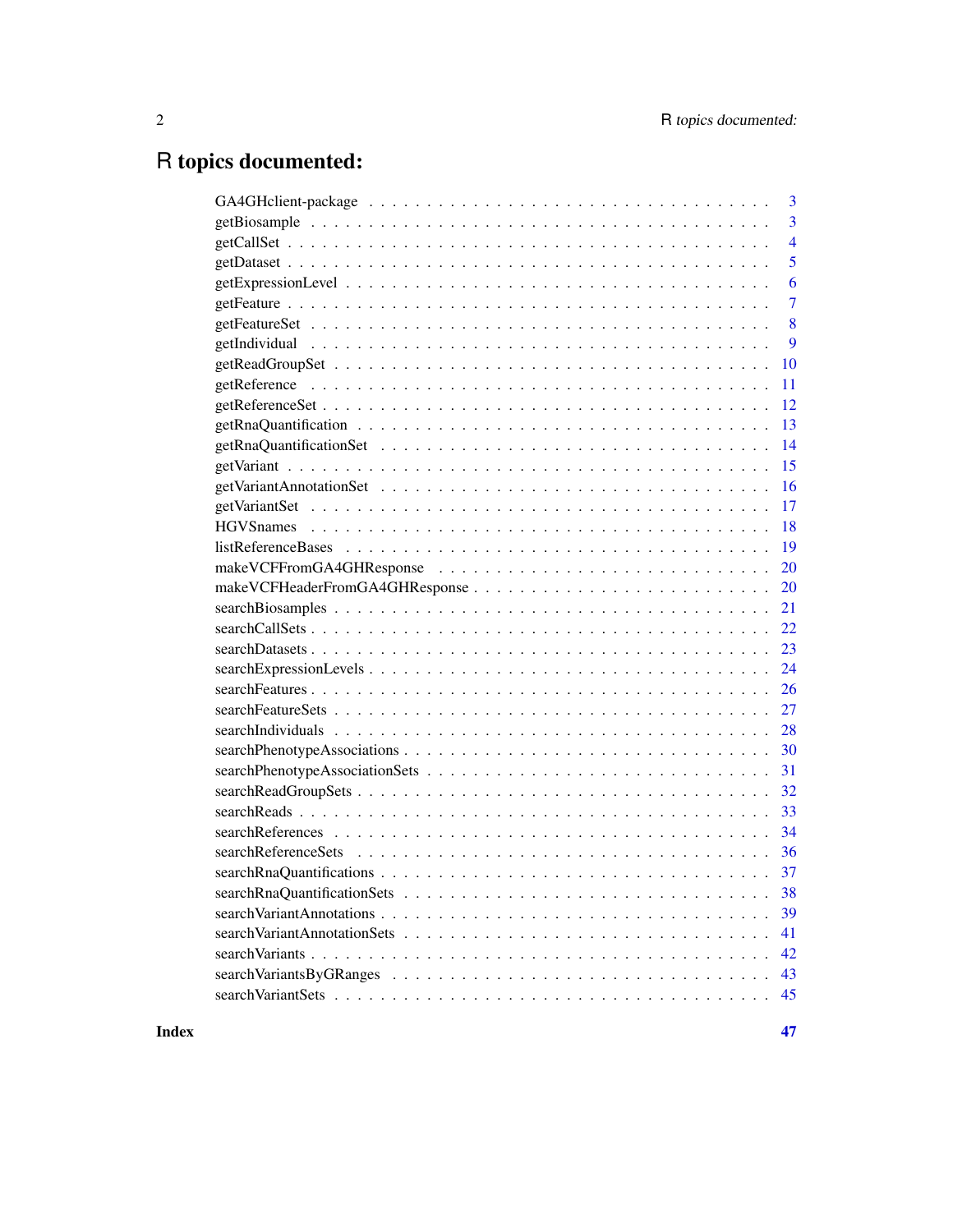# R topics documented:

| | |
|---|---|
| GA4GHclient-package | 3 |
| getBiosample | 3 |
| getCallSet | 4 |
| getDataset | 5 |
| getExpressionLevel | 6 |
| getFeature | 7 |
| getFeatureSet | 8 |
| getIndividual | 9 |
| getReadGroupSet | 10 |
| getReference | 11 |
| getReferenceSet | 12 |
| getRnaQuantification | 13 |
| getRnaQuantificationSet | 14 |
| getVariant | 15 |
| getVariantAnnotationSet | 16 |
| getVariantSet | 17 |
| HGVSnames | 18 |
| listReferenceBases | 19 |
| makeVCFFromGA4GHResponse | 20 |
| makeVCFHeaderFromGA4GHResponse | 20 |
| searchBiosamples | 21 |
| searchCallSets | 22 |
| searchDatasets | 23 |
| searchExpressionLevels | 24 |
| searchFeatures | 26 |
| searchFeatureSets | 27 |
| searchIndividuals | 28 |
| searchPhenotypeAssociations | 30 |
| searchPhenotypeAssociationSets | 31 |
| searchReadGroupSets | 32 |
| searchReads | 33 |
| searchReferences | 34 |
| searchReferenceSets | 36 |
| searchRnaQuantifications | 37 |
| searchRnaQuantificationSets | 38 |
| searchVariantAnnotations | 39 |
| searchVariantAnnotationSets | 41 |
| searchVariants | 42 |
| searchVariantsByGRanges | 43 |
| searchVariantSets | 45 |

**Index** **47**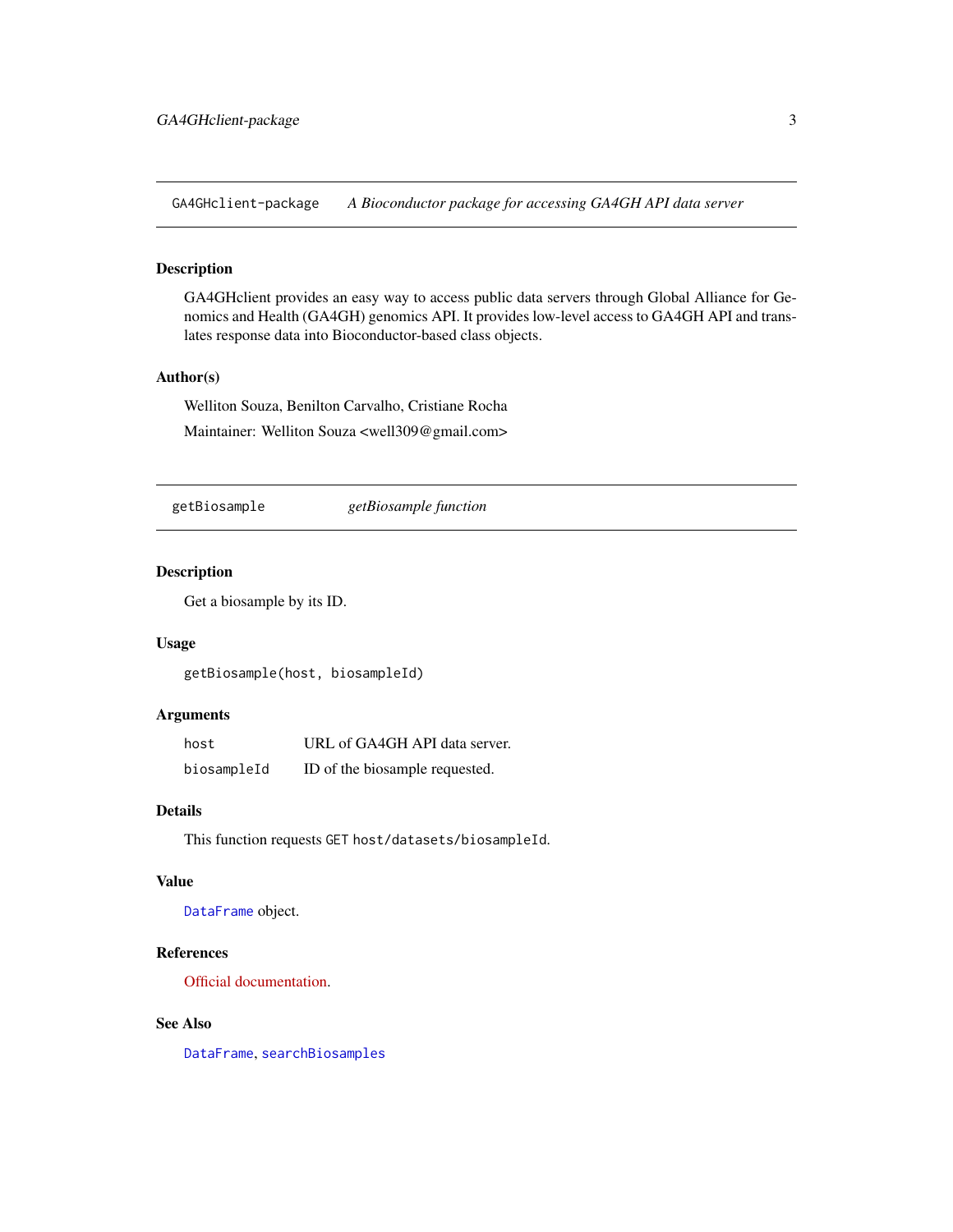## GA4GHclient-package — *A Bioconductor package for accessing GA4GH API data server*

### Description

GA4GHclient provides an easy way to access public data servers through Global Alliance for Genomics and Health (GA4GH) genomics API. It provides low-level access to GA4GH API and translates response data into Bioconductor-based class objects.

### Author(s)

Welliton Souza, Benilton Carvalho, Cristiane Rocha

Maintainer: Welliton Souza <well309@gmail.com>

## getBiosample — *getBiosample function*

### Description

Get a biosample by its ID.

### Usage

```
getBiosample(host, biosampleId)
```

### Arguments

| | |
|---|---|
| `host` | URL of GA4GH API data server. |
| `biosampleId` | ID of the biosample requested. |

### Details

This function requests `GET host/datasets/biosampleId`.

### Value

`DataFrame` object.

### References

Official documentation.

### See Also

`DataFrame`, `searchBiosamples`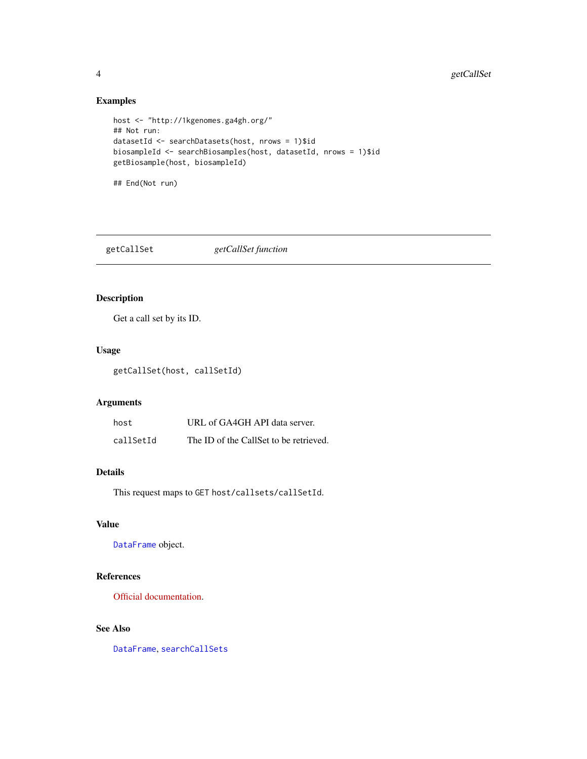### Examples

```
host <- "http://1kgenomes.ga4gh.org/"
## Not run:
datasetId <- searchDatasets(host, nrows = 1)$id
biosampleId <- searchBiosamples(host, datasetId, nrows = 1)$id
getBiosample(host, biosampleId)

## End(Not run)
```

---

## getCallSet — *getCallSet function*

---

### Description

Get a call set by its ID.

### Usage

```
getCallSet(host, callSetId)
```

### Arguments

| | |
|---|---|
| `host` | URL of GA4GH API data server. |
| `callSetId` | The ID of the CallSet to be retrieved. |

### Details

This request maps to `GET host/callsets/callSetId`.

### Value

`DataFrame` object.

### References

Official documentation.

### See Also

`DataFrame`, `searchCallSets`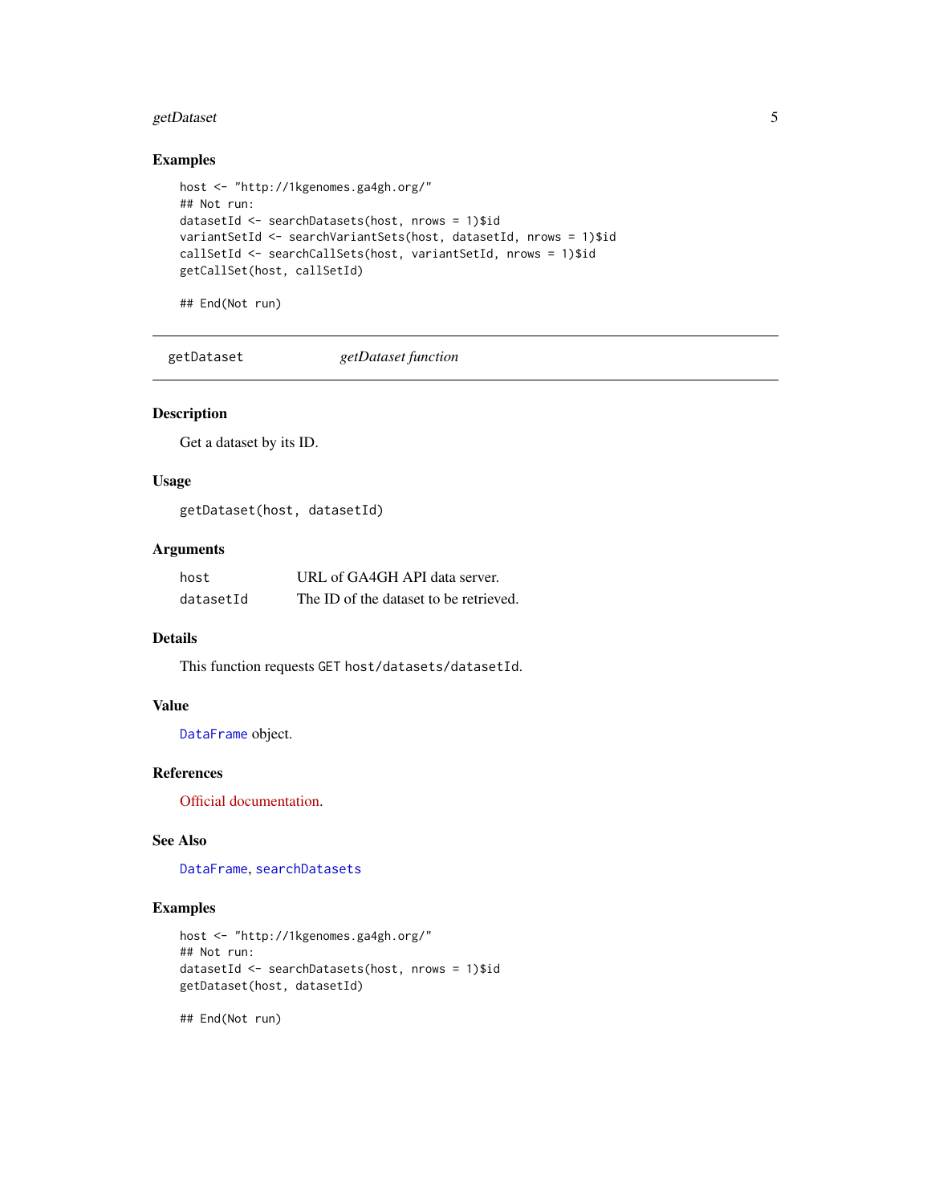## Examples

```
host <- "http://1kgenomes.ga4gh.org/"
## Not run:
datasetId <- searchDatasets(host, nrows = 1)$id
variantSetId <- searchVariantSets(host, datasetId, nrows = 1)$id
callSetId <- searchCallSets(host, variantSetId, nrows = 1)$id
getCallSet(host, callSetId)

## End(Not run)
```

---

# getDataset — *getDataset function*

---

## Description

Get a dataset by its ID.

## Usage

```
getDataset(host, datasetId)
```

## Arguments

| | |
|---|---|
| host | URL of GA4GH API data server. |
| datasetId | The ID of the dataset to be retrieved. |

## Details

This function requests GET `host/datasets/datasetId`.

## Value

`DataFrame` object.

## References

Official documentation.

## See Also

`DataFrame`, `searchDatasets`

## Examples

```
host <- "http://1kgenomes.ga4gh.org/"
## Not run:
datasetId <- searchDatasets(host, nrows = 1)$id
getDataset(host, datasetId)

## End(Not run)
```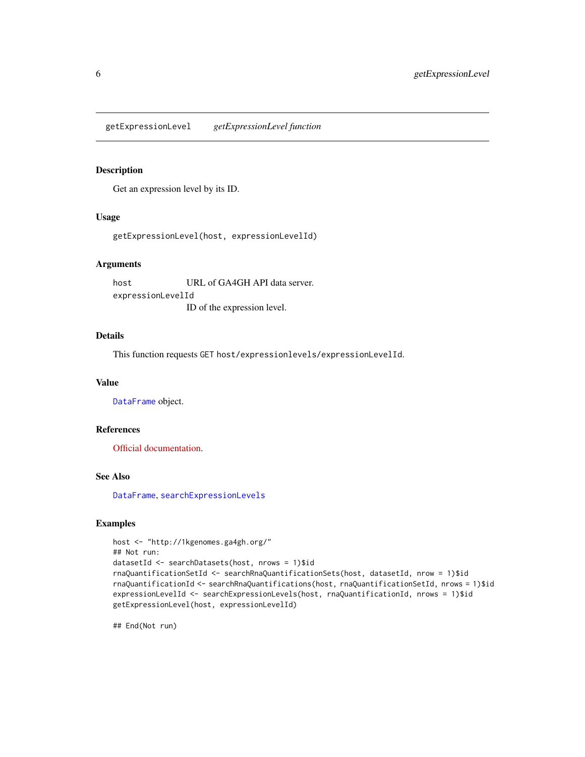## getExpressionLevel — *getExpressionLevel function*

### Description

Get an expression level by its ID.

### Usage

```
getExpressionLevel(host, expressionLevelId)
```

### Arguments

| | |
|---|---|
| `host` | URL of GA4GH API data server. |
| `expressionLevelId` | ID of the expression level. |

### Details

This function requests `GET host/expressionlevels/expressionLevelId`.

### Value

`DataFrame` object.

### References

Official documentation.

### See Also

`DataFrame`, `searchExpressionLevels`

### Examples

```
host <- "http://1kgenomes.ga4gh.org/"
## Not run:
datasetId <- searchDatasets(host, nrows = 1)$id
rnaQuantificationSetId <- searchRnaQuantificationSets(host, datasetId, nrow = 1)$id
rnaQuantificationId <- searchRnaQuantifications(host, rnaQuantificationSetId, nrows = 1)$id
expressionLevelId <- searchExpressionLevels(host, rnaQuantificationId, nrows = 1)$id
getExpressionLevel(host, expressionLevelId)

## End(Not run)
```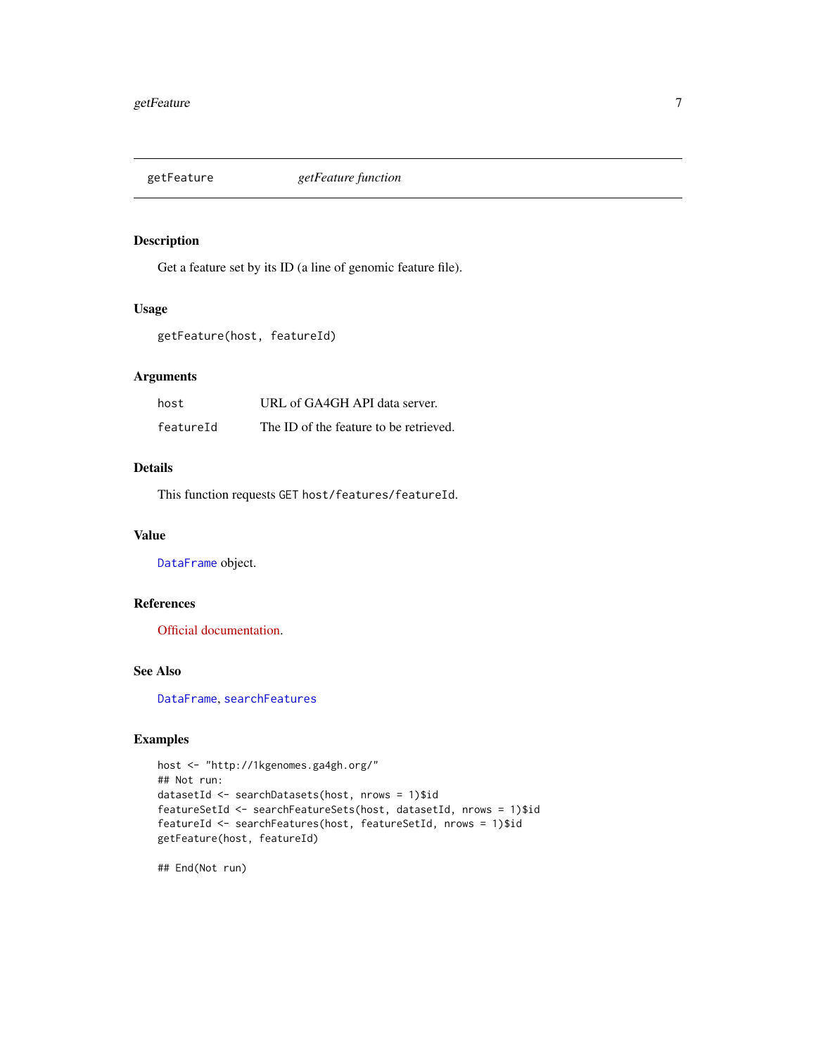## getFeature — *getFeature function*

### Description

Get a feature set by its ID (a line of genomic feature file).

### Usage

```
getFeature(host, featureId)
```

### Arguments

| | |
|---|---|
| `host` | URL of GA4GH API data server. |
| `featureId` | The ID of the feature to be retrieved. |

### Details

This function requests `GET host/features/featureId`.

### Value

`DataFrame` object.

### References

Official documentation.

### See Also

`DataFrame`, `searchFeatures`

### Examples

```
host <- "http://1kgenomes.ga4gh.org/"
## Not run:
datasetId <- searchDatasets(host, nrows = 1)$id
featureSetId <- searchFeatureSets(host, datasetId, nrows = 1)$id
featureId <- searchFeatures(host, featureSetId, nrows = 1)$id
getFeature(host, featureId)

## End(Not run)
```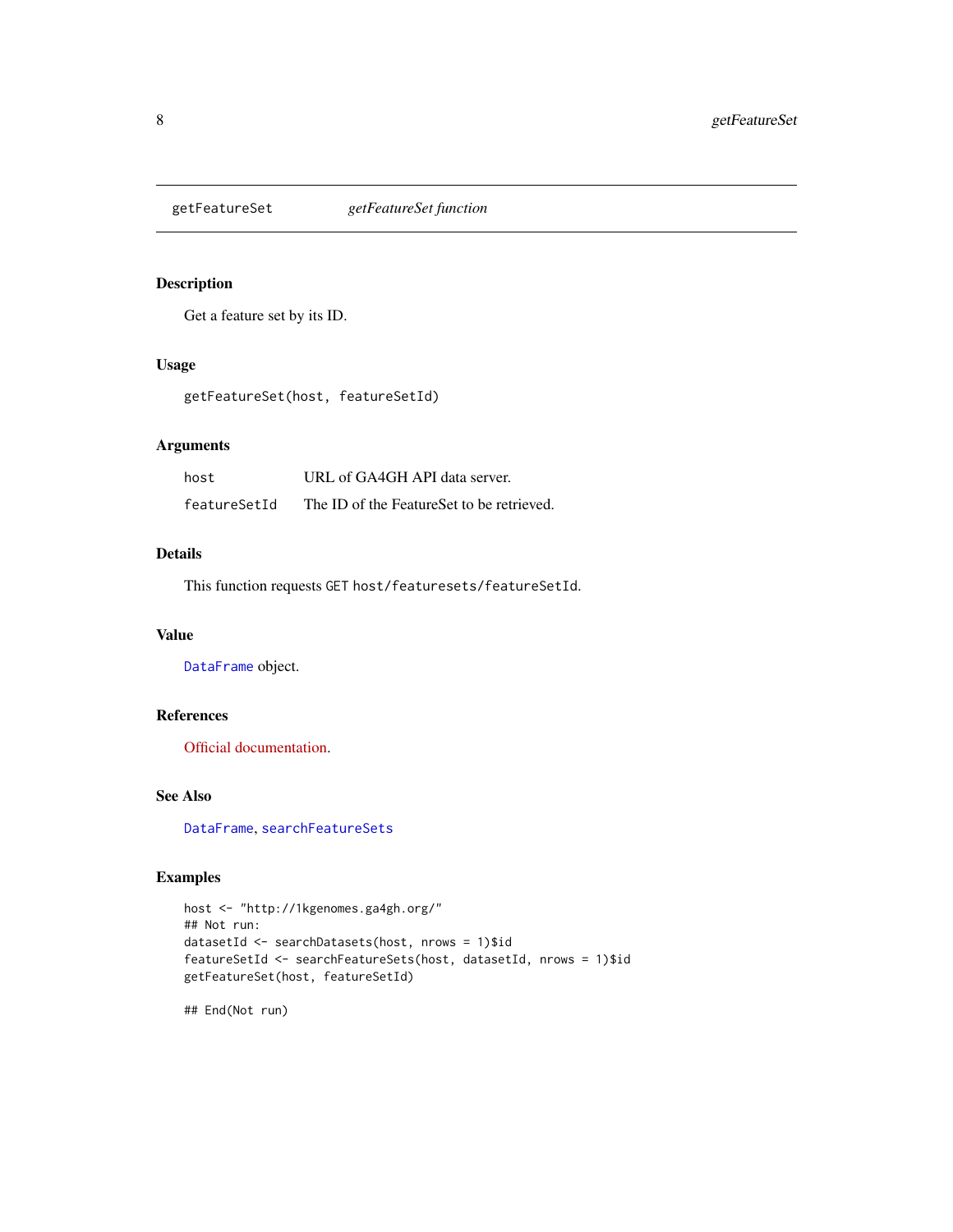## getFeatureSet *getFeatureSet function*

### Description

Get a feature set by its ID.

### Usage

```
getFeatureSet(host, featureSetId)
```

### Arguments

| | |
|---|---|
| host | URL of GA4GH API data server. |
| featureSetId | The ID of the FeatureSet to be retrieved. |

### Details

This function requests `GET host/featuresets/featureSetId`.

### Value

`DataFrame` object.

### References

Official documentation.

### See Also

`DataFrame`, `searchFeatureSets`

### Examples

```
host <- "http://1kgenomes.ga4gh.org/"
## Not run:
datasetId <- searchDatasets(host, nrows = 1)$id
featureSetId <- searchFeatureSets(host, datasetId, nrows = 1)$id
getFeatureSet(host, featureSetId)

## End(Not run)
```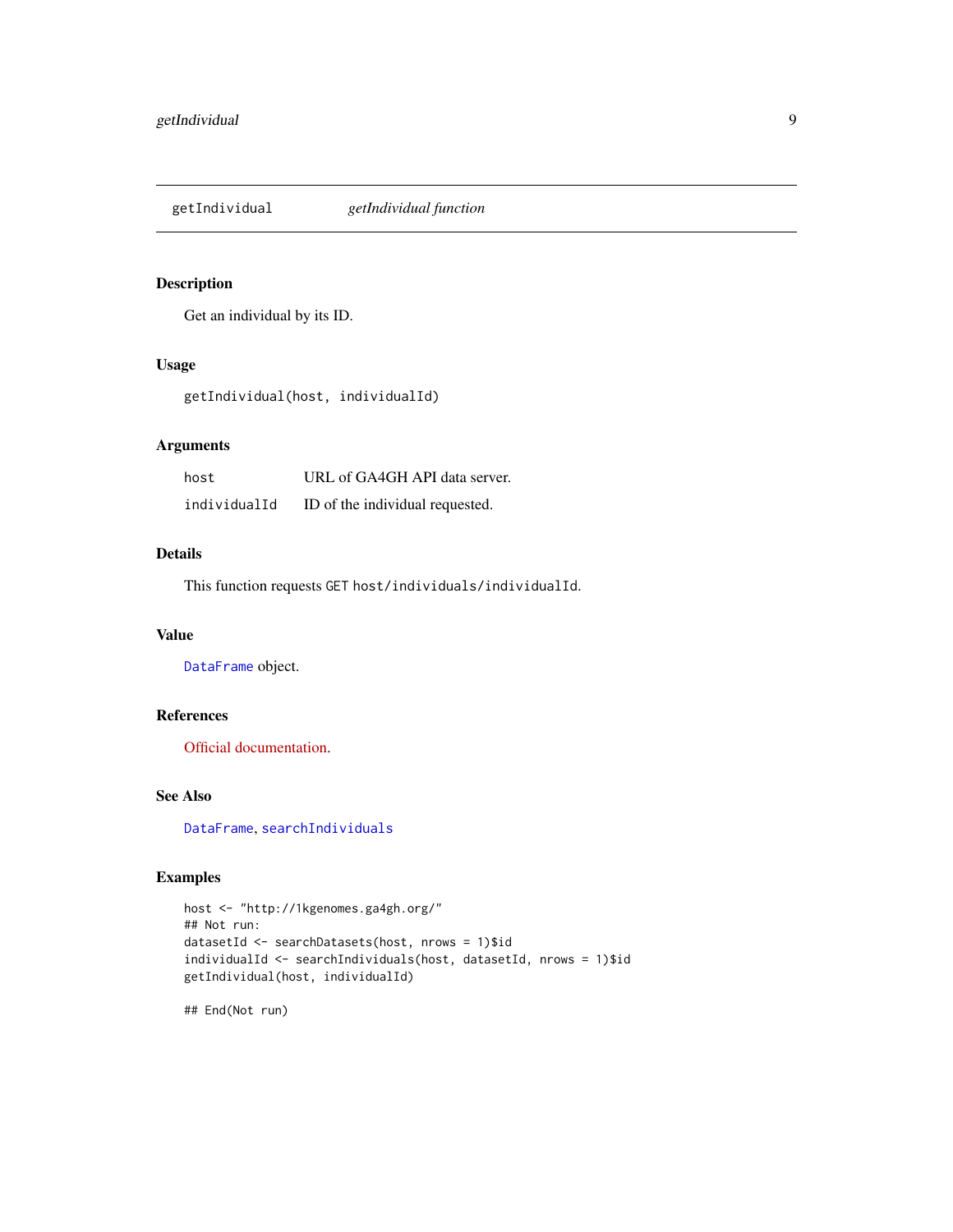# getIndividual — *getIndividual function*

## Description

Get an individual by its ID.

## Usage

```
getIndividual(host, individualId)
```

## Arguments

| | |
|---|---|
| `host` | URL of GA4GH API data server. |
| `individualId` | ID of the individual requested. |

## Details

This function requests `GET host/individuals/individualId`.

## Value

`DataFrame` object.

## References

Official documentation.

## See Also

`DataFrame`, `searchIndividuals`

## Examples

```
host <- "http://1kgenomes.ga4gh.org/"
## Not run:
datasetId <- searchDatasets(host, nrows = 1)$id
individualId <- searchIndividuals(host, datasetId, nrows = 1)$id
getIndividual(host, individualId)

## End(Not run)
```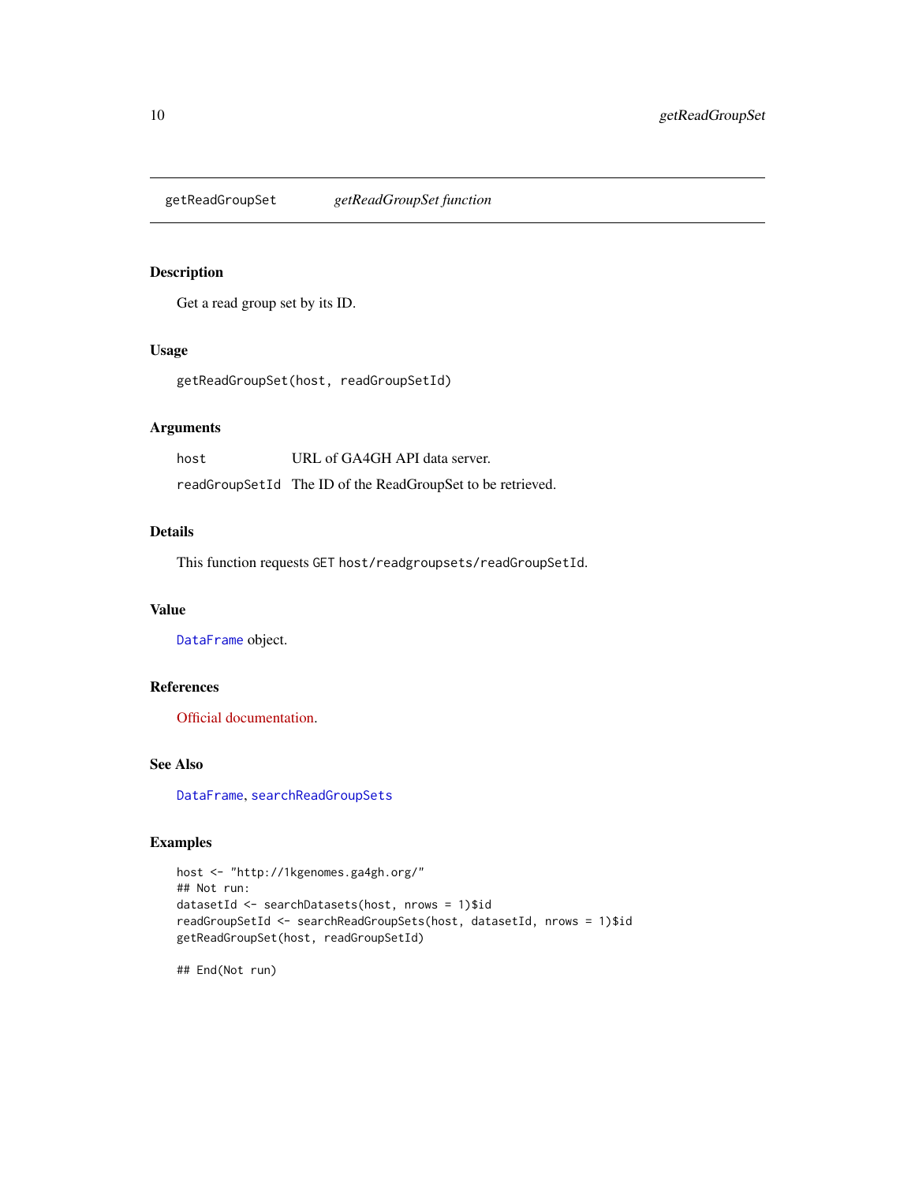## getReadGroupSet — *getReadGroupSet function*

### Description

Get a read group set by its ID.

### Usage

```
getReadGroupSet(host, readGroupSetId)
```

### Arguments

| | |
|---|---|
| `host` | URL of GA4GH API data server. |
| `readGroupSetId` | The ID of the ReadGroupSet to be retrieved. |

### Details

This function requests `GET host/readgroupsets/readGroupSetId`.

### Value

`DataFrame` object.

### References

Official documentation.

### See Also

`DataFrame`, `searchReadGroupSets`

### Examples

```
host <- "http://1kgenomes.ga4gh.org/"
## Not run:
datasetId <- searchDatasets(host, nrows = 1)$id
readGroupSetId <- searchReadGroupSets(host, datasetId, nrows = 1)$id
getReadGroupSet(host, readGroupSetId)

## End(Not run)
```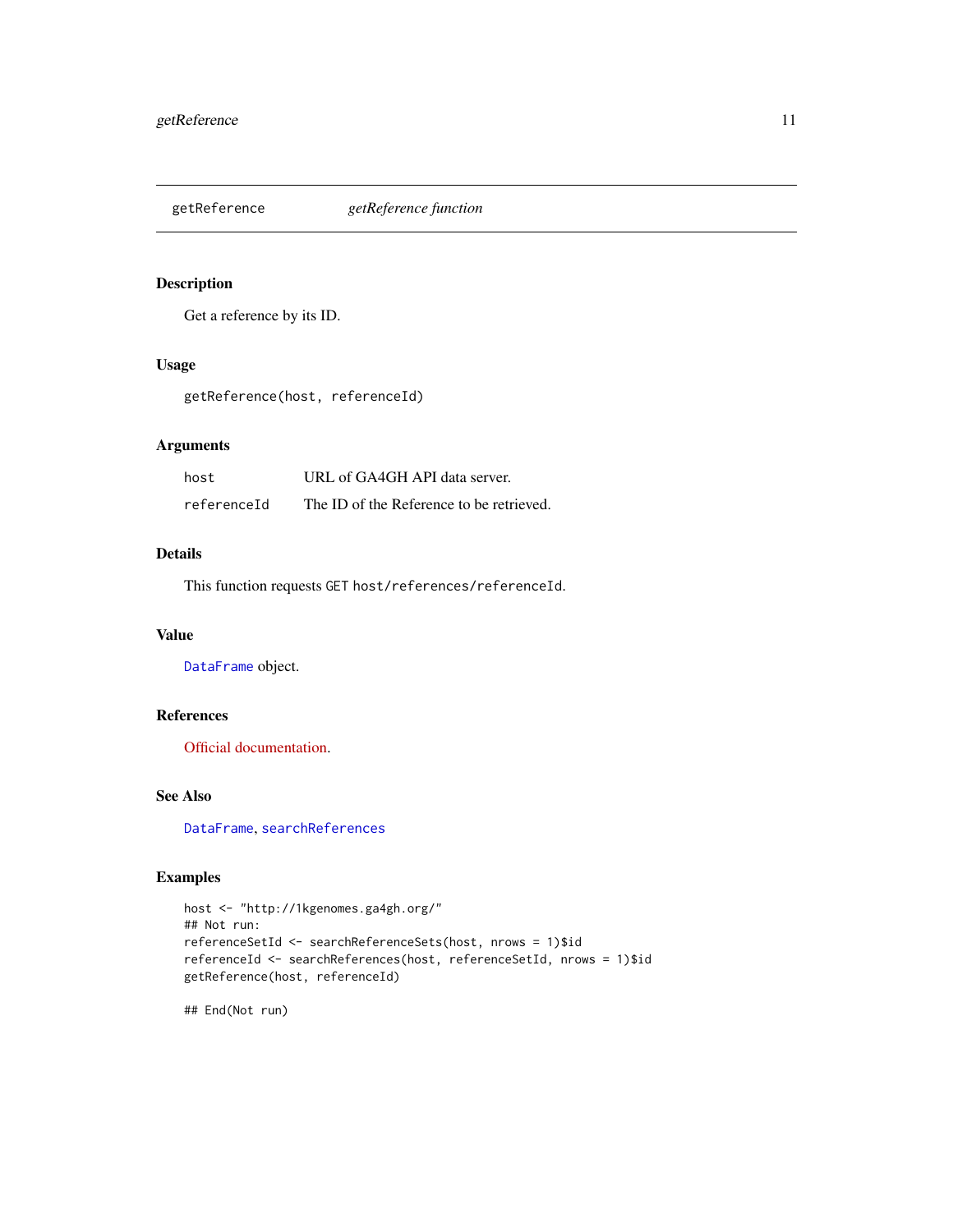# getReference — *getReference function*

## Description

Get a reference by its ID.

## Usage

```
getReference(host, referenceId)
```

## Arguments

| | |
|---|---|
| host | URL of GA4GH API data server. |
| referenceId | The ID of the Reference to be retrieved. |

## Details

This function requests `GET host/references/referenceId`.

## Value

`DataFrame` object.

## References

Official documentation.

## See Also

`DataFrame`, `searchReferences`

## Examples

```
host <- "http://1kgenomes.ga4gh.org/"
## Not run:
referenceSetId <- searchReferenceSets(host, nrows = 1)$id
referenceId <- searchReferences(host, referenceSetId, nrows = 1)$id
getReference(host, referenceId)

## End(Not run)
```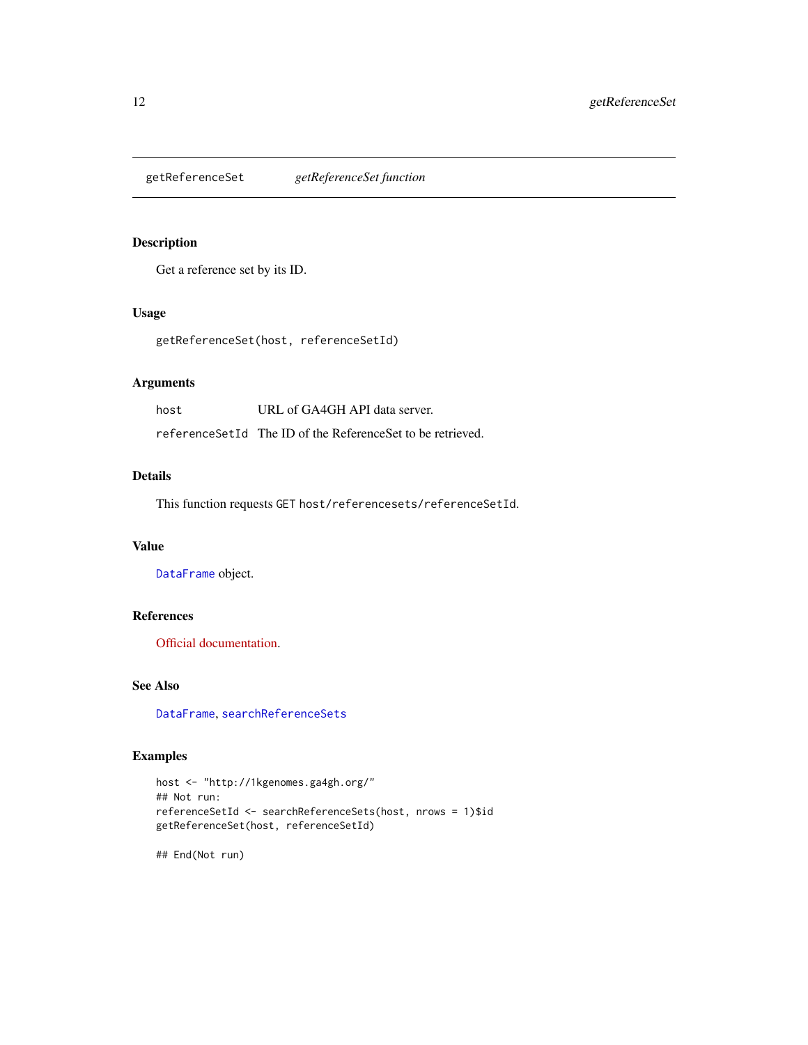# getReferenceSet *getReferenceSet function*

## Description

Get a reference set by its ID.

## Usage

```
getReferenceSet(host, referenceSetId)
```

## Arguments

| | |
|---|---|
| host | URL of GA4GH API data server. |
| referenceSetId | The ID of the ReferenceSet to be retrieved. |

## Details

This function requests GET `host/referencesets/referenceSetId`.

## Value

`DataFrame` object.

## References

Official documentation.

## See Also

`DataFrame`, `searchReferenceSets`

## Examples

```
host <- "http://1kgenomes.ga4gh.org/"
## Not run:
referenceSetId <- searchReferenceSets(host, nrows = 1)$id
getReferenceSet(host, referenceSetId)

## End(Not run)
```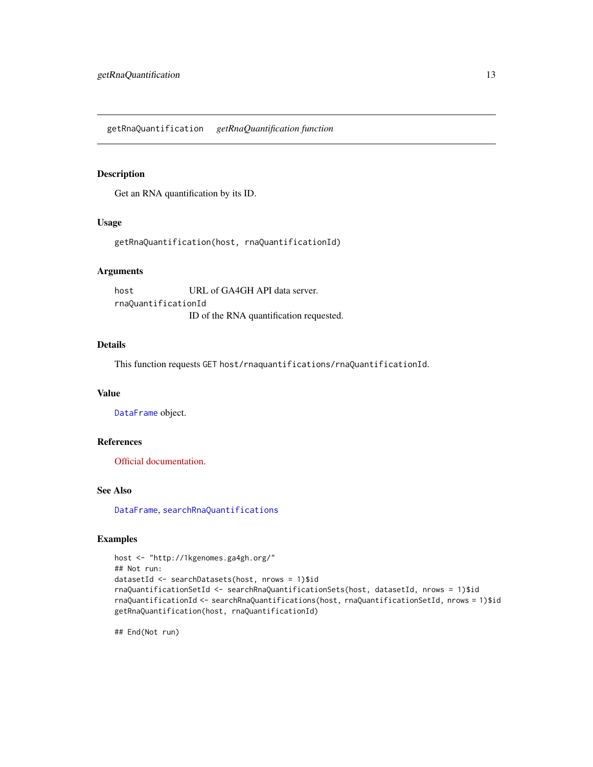## getRnaQuantification *getRnaQuantification function*

### Description

Get an RNA quantification by its ID.

### Usage

```
getRnaQuantification(host, rnaQuantificationId)
```

### Arguments

| | |
|---|---|
| host | URL of GA4GH API data server. |
| rnaQuantificationId | ID of the RNA quantification requested. |

### Details

This function requests GET `host/rnaquantifications/rnaQuantificationId`.

### Value

`DataFrame` object.

### References

Official documentation.

### See Also

`DataFrame`, `searchRnaQuantifications`

### Examples

```
host <- "http://1kgenomes.ga4gh.org/"
## Not run:
datasetId <- searchDatasets(host, nrows = 1)$id
rnaQuantificationSetId <- searchRnaQuantificationSets(host, datasetId, nrows = 1)$id
rnaQuantificationId <- searchRnaQuantifications(host, rnaQuantificationSetId, nrows = 1)$id
getRnaQuantification(host, rnaQuantificationId)

## End(Not run)
```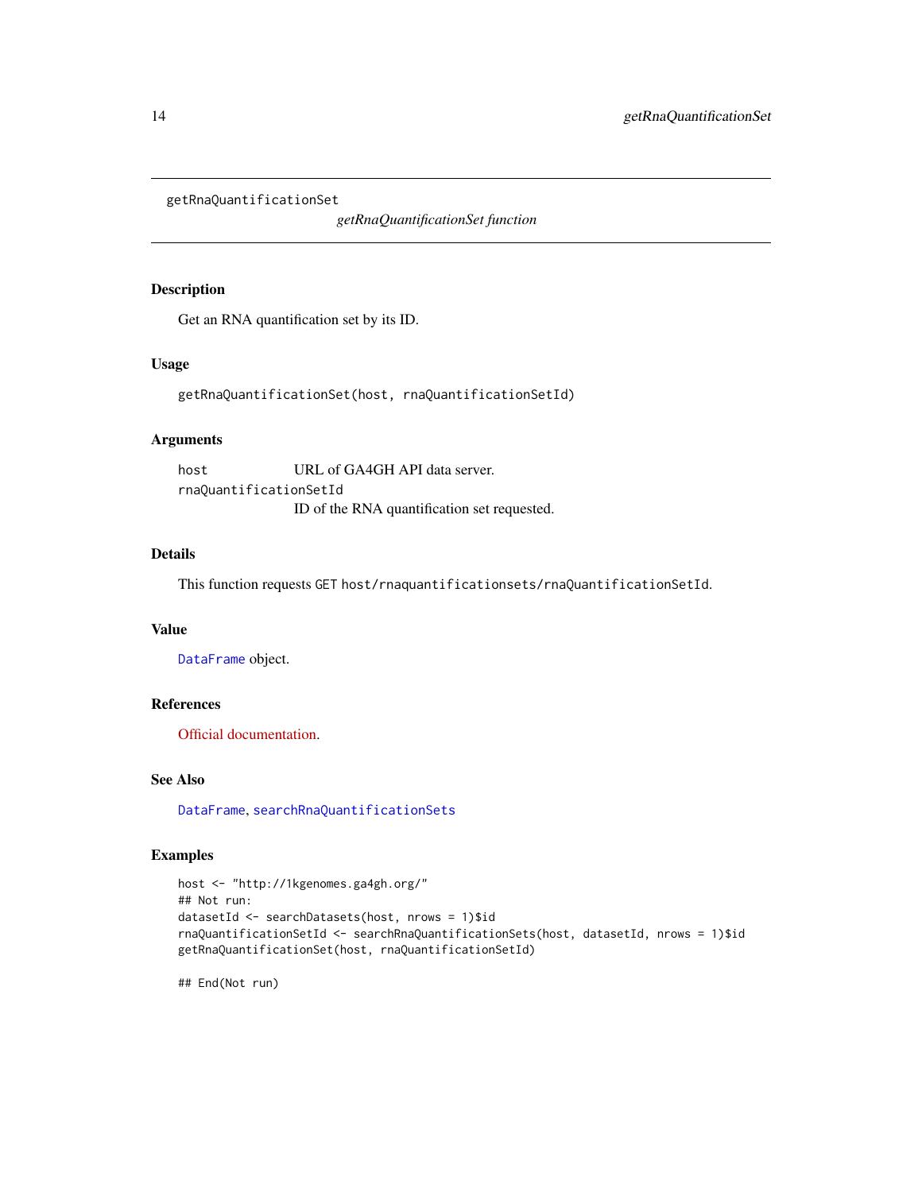```
getRnaQuantificationSet
```

*getRnaQuantificationSet function*

## Description

Get an RNA quantification set by its ID.

## Usage

```
getRnaQuantificationSet(host, rnaQuantificationSetId)
```

## Arguments

| | |
|---|---|
| `host` | URL of GA4GH API data server. |
| `rnaQuantificationSetId` | ID of the RNA quantification set requested. |

## Details

This function requests GET `host/rnaquantificationsets/rnaQuantificationSetId`.

## Value

`DataFrame` object.

## References

Official documentation.

## See Also

`DataFrame`, `searchRnaQuantificationSets`

## Examples

```
host <- "http://1kgenomes.ga4gh.org/"
## Not run:
datasetId <- searchDatasets(host, nrows = 1)$id
rnaQuantificationSetId <- searchRnaQuantificationSets(host, datasetId, nrows = 1)$id
getRnaQuantificationSet(host, rnaQuantificationSetId)

## End(Not run)
```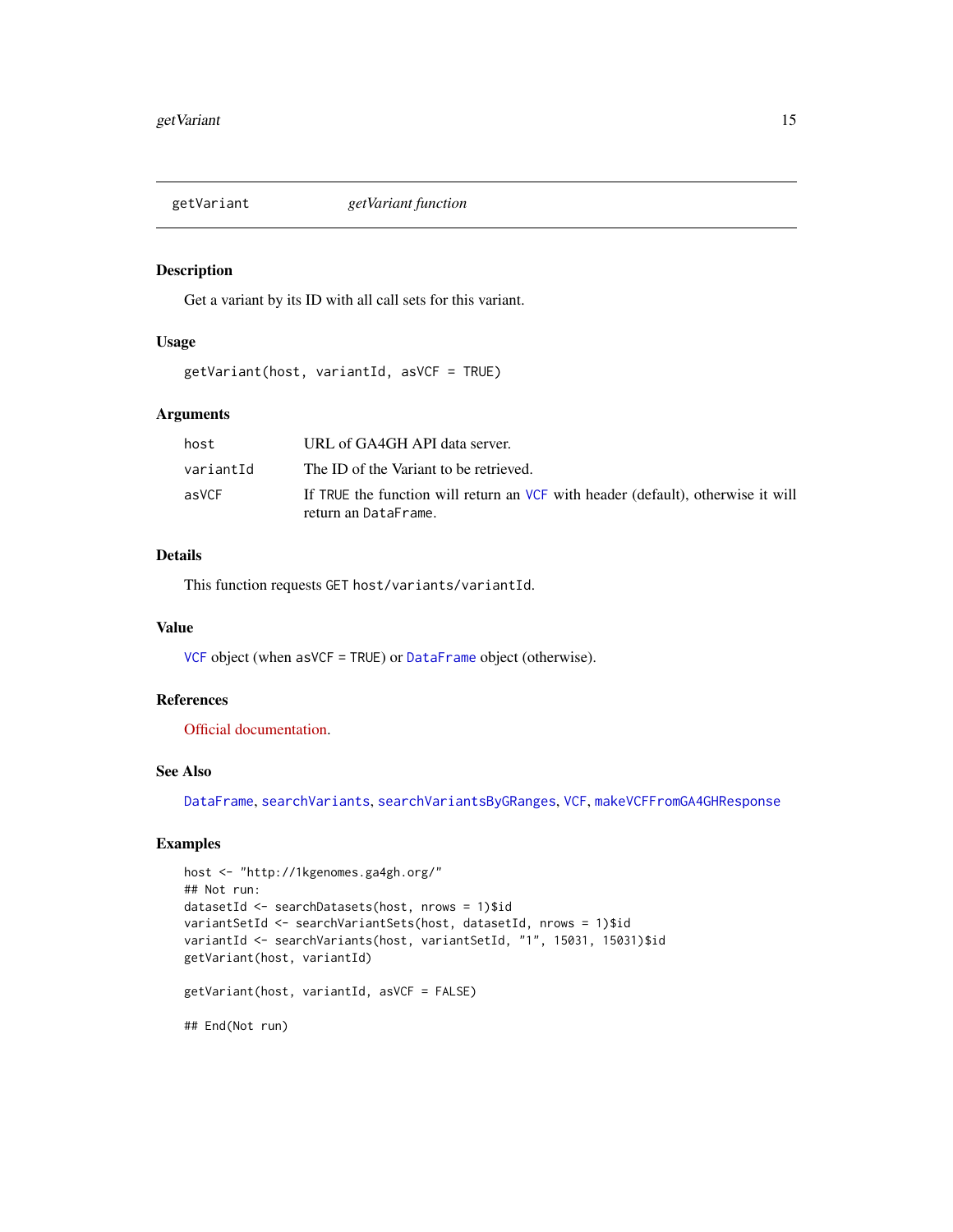## getVariant — *getVariant function*

### Description

Get a variant by its ID with all call sets for this variant.

### Usage

```
getVariant(host, variantId, asVCF = TRUE)
```

### Arguments

| | |
|---|---|
| `host` | URL of GA4GH API data server. |
| `variantId` | The ID of the Variant to be retrieved. |
| `asVCF` | If `TRUE` the function will return an `VCF` with header (default), otherwise it will return an `DataFrame`. |

### Details

This function requests `GET host/variants/variantId`.

### Value

`VCF` object (when `asVCF = TRUE`) or `DataFrame` object (otherwise).

### References

Official documentation.

### See Also

`DataFrame`, `searchVariants`, `searchVariantsByGRanges`, `VCF`, `makeVCFFromGA4GHResponse`

### Examples

```
host <- "http://1kgenomes.ga4gh.org/"
## Not run:
datasetId <- searchDatasets(host, nrows = 1)$id
variantSetId <- searchVariantSets(host, datasetId, nrows = 1)$id
variantId <- searchVariants(host, variantSetId, "1", 15031, 15031)$id
getVariant(host, variantId)

getVariant(host, variantId, asVCF = FALSE)

## End(Not run)
```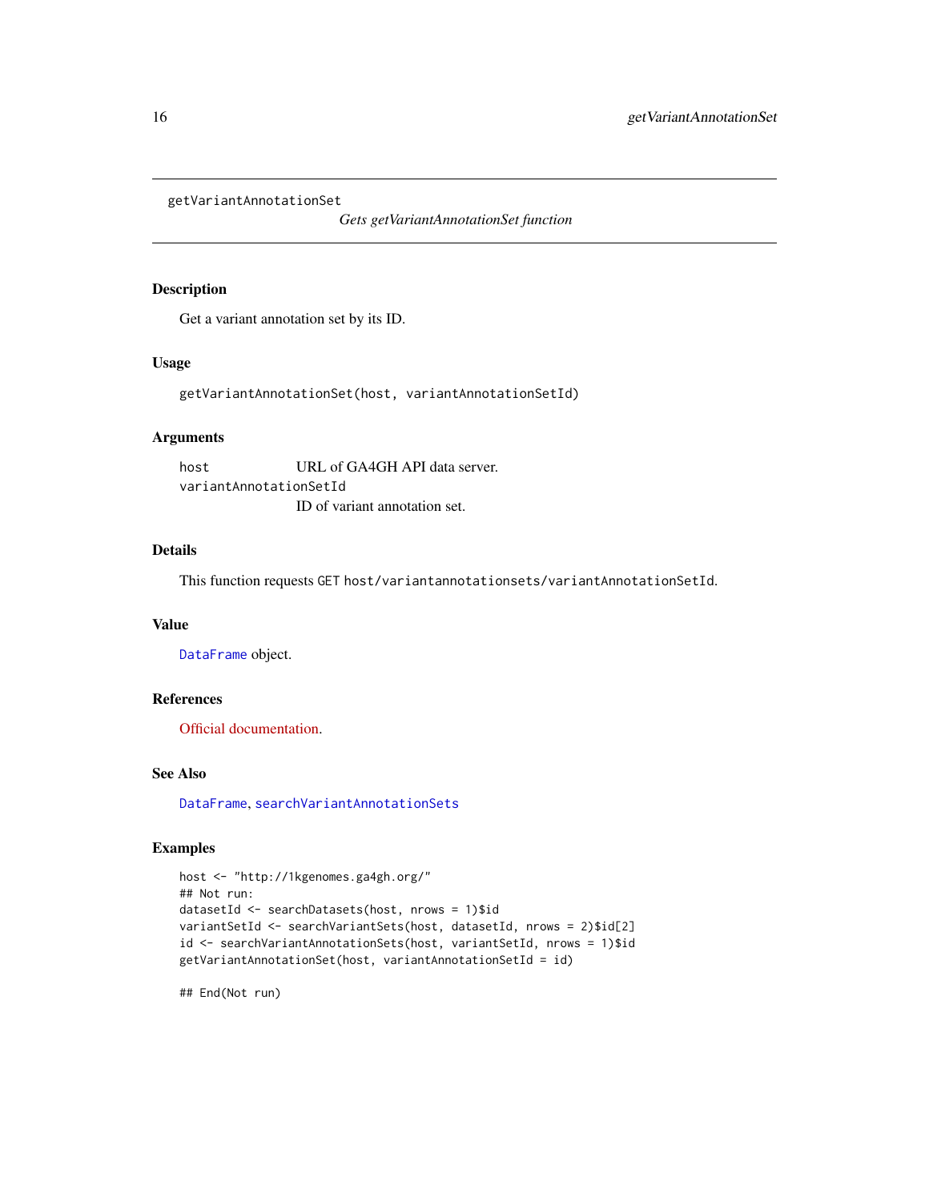getVariantAnnotationSet

*Gets getVariantAnnotationSet function*

## Description

Get a variant annotation set by its ID.

## Usage

```
getVariantAnnotationSet(host, variantAnnotationSetId)
```

## Arguments

- `host` URL of GA4GH API data server.
- `variantAnnotationSetId` ID of variant annotation set.

## Details

This function requests `GET host/variantannotationsets/variantAnnotationSetId`.

## Value

`DataFrame` object.

## References

Official documentation.

## See Also

`DataFrame`, `searchVariantAnnotationSets`

## Examples

```
host <- "http://1kgenomes.ga4gh.org/"
## Not run:
datasetId <- searchDatasets(host, nrows = 1)$id
variantSetId <- searchVariantSets(host, datasetId, nrows = 2)$id[2]
id <- searchVariantAnnotationSets(host, variantSetId, nrows = 1)$id
getVariantAnnotationSet(host, variantAnnotationSetId = id)

## End(Not run)
```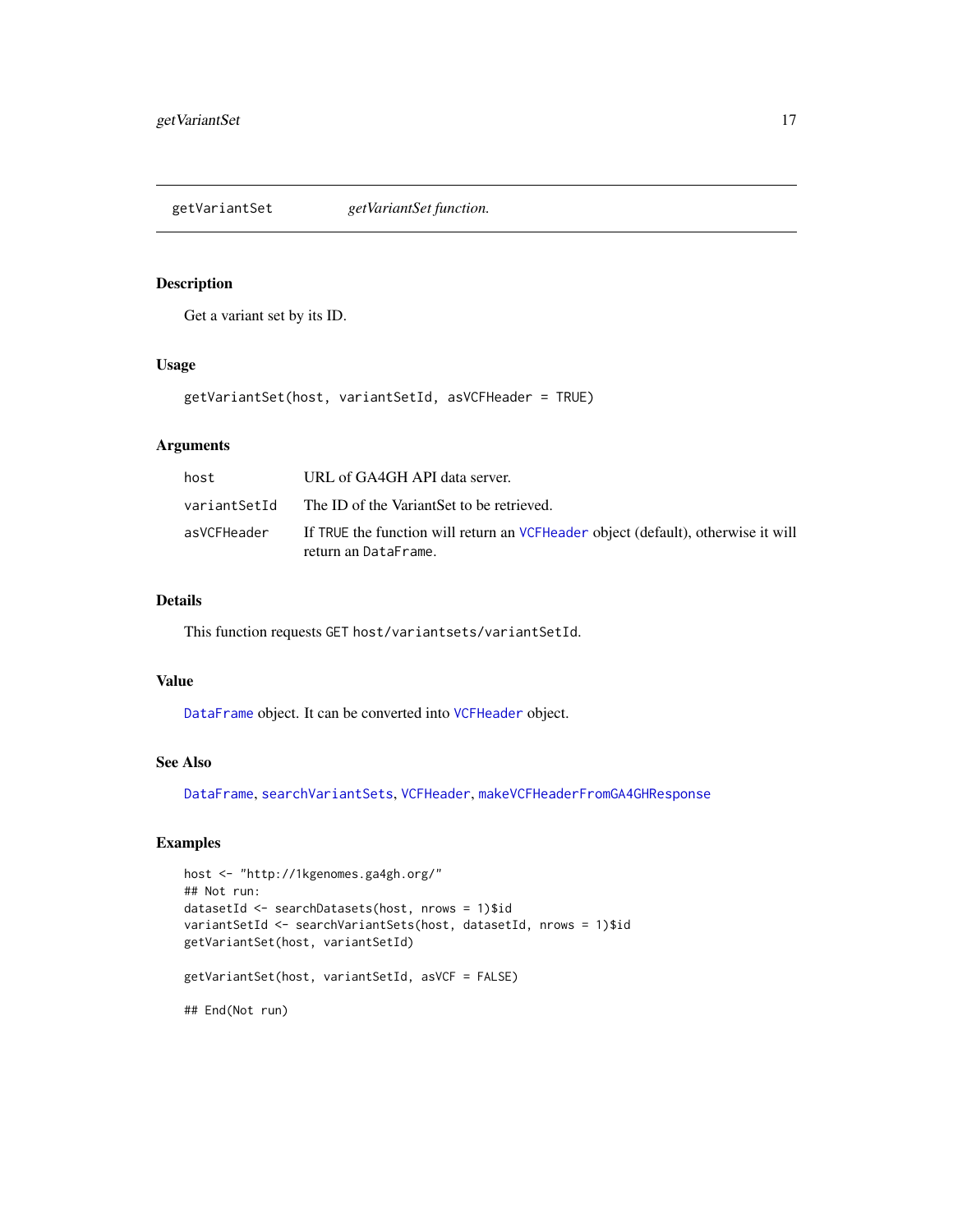## getVariantSet — *getVariantSet function.*

### Description

Get a variant set by its ID.

### Usage

```
getVariantSet(host, variantSetId, asVCFHeader = TRUE)
```

### Arguments

| | |
|---|---|
| `host` | URL of GA4GH API data server. |
| `variantSetId` | The ID of the VariantSet to be retrieved. |
| `asVCFHeader` | If `TRUE` the function will return an `VCFHeader` object (default), otherwise it will return an `DataFrame`. |

### Details

This function requests `GET host/variantsets/variantSetId`.

### Value

`DataFrame` object. It can be converted into `VCFHeader` object.

### See Also

`DataFrame`, `searchVariantSets`, `VCFHeader`, `makeVCFHeaderFromGA4GHResponse`

### Examples

```
host <- "http://1kgenomes.ga4gh.org/"
## Not run:
datasetId <- searchDatasets(host, nrows = 1)$id
variantSetId <- searchVariantSets(host, datasetId, nrows = 1)$id
getVariantSet(host, variantSetId)

getVariantSet(host, variantSetId, asVCF = FALSE)

## End(Not run)
```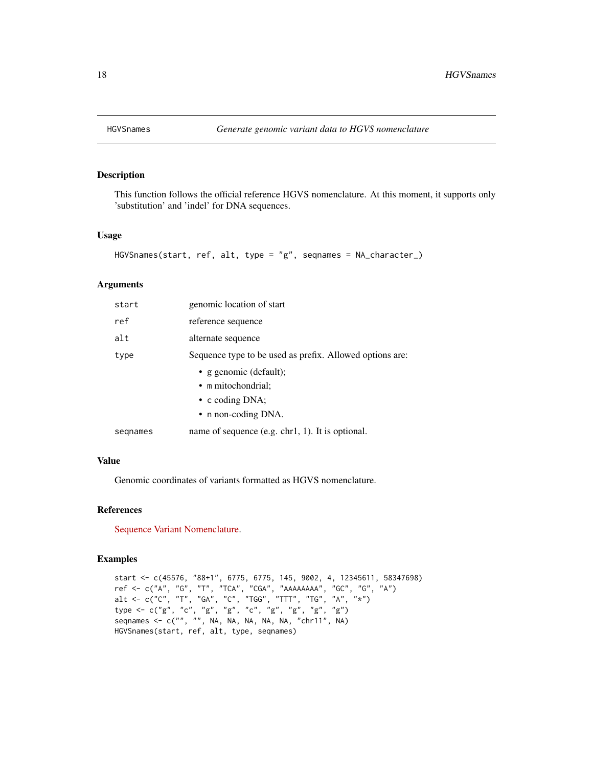## HGVSnames *Generate genomic variant data to HGVS nomenclature*

### Description

This function follows the official reference HGVS nomenclature. At this moment, it supports only 'substitution' and 'indel' for DNA sequences.

### Usage

```
HGVSnames(start, ref, alt, type = "g", seqnames = NA_character_)
```

### Arguments

| | |
|---|---|
| start | genomic location of start |
| ref | reference sequence |
| alt | alternate sequence |
| type | Sequence type to be used as prefix. Allowed options are: <br>• g genomic (default); <br>• m mitochondrial; <br>• c coding DNA; <br>• n non-coding DNA. |
| seqnames | name of sequence (e.g. chr1, 1). It is optional. |

### Value

Genomic coordinates of variants formatted as HGVS nomenclature.

### References

Sequence Variant Nomenclature.

### Examples

```
start <- c(45576, "88+1", 6775, 6775, 145, 9002, 4, 12345611, 58347698)
ref <- c("A", "G", "T", "TCA", "CGA", "AAAAAAAA", "GC", "G", "A")
alt <- c("C", "T", "GA", "C", "TGG", "TTT", "TG", "A", "*")
type <- c("g", "c", "g", "g", "c", "g", "g", "g", "g")
seqnames <- c("", "", NA, NA, NA, NA, NA, "chr11", NA)
HGVSnames(start, ref, alt, type, seqnames)
```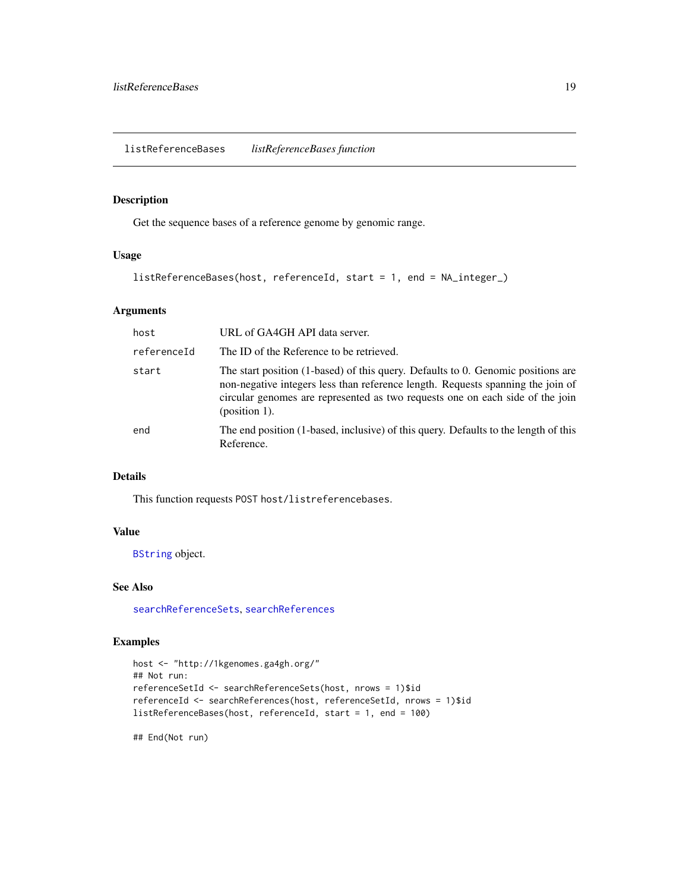## listReferenceBases — *listReferenceBases function*

### Description

Get the sequence bases of a reference genome by genomic range.

### Usage

```
listReferenceBases(host, referenceId, start = 1, end = NA_integer_)
```

### Arguments

| | |
|---|---|
| `host` | URL of GA4GH API data server. |
| `referenceId` | The ID of the Reference to be retrieved. |
| `start` | The start position (1-based) of this query. Defaults to 0. Genomic positions are non-negative integers less than reference length. Requests spanning the join of circular genomes are represented as two requests one on each side of the join (position 1). |
| `end` | The end position (1-based, inclusive) of this query. Defaults to the length of this Reference. |

### Details

This function requests `POST host/listreferencebases`.

### Value

`BString` object.

### See Also

`searchReferenceSets`, `searchReferences`

### Examples

```
host <- "http://1kgenomes.ga4gh.org/"
## Not run:
referenceSetId <- searchReferenceSets(host, nrows = 1)$id
referenceId <- searchReferences(host, referenceSetId, nrows = 1)$id
listReferenceBases(host, referenceId, start = 1, end = 100)

## End(Not run)
```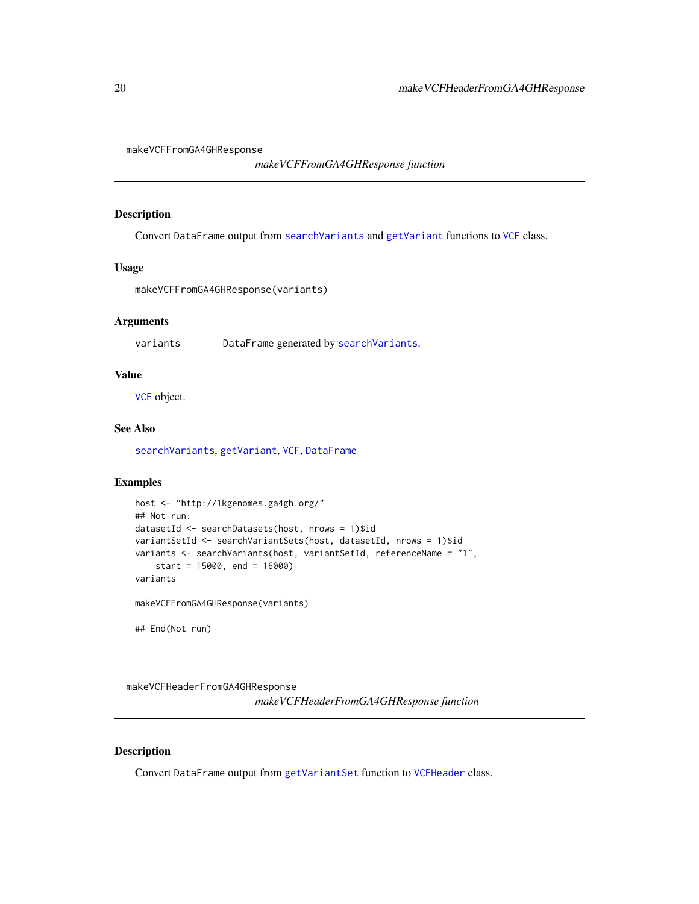## makeVCFFromGA4GHResponse

*makeVCFFromGA4GHResponse function*

### Description

Convert `DataFrame` output from `searchVariants` and `getVariant` functions to `VCF` class.

### Usage

```
makeVCFFromGA4GHResponse(variants)
```

### Arguments

| | |
|---|---|
| `variants` | `DataFrame` generated by `searchVariants`. |

### Value

`VCF` object.

### See Also

`searchVariants`, `getVariant`, `VCF`, `DataFrame`

### Examples

```
host <- "http://1kgenomes.ga4gh.org/"
## Not run:
datasetId <- searchDatasets(host, nrows = 1)$id
variantSetId <- searchVariantSets(host, datasetId, nrows = 1)$id
variants <- searchVariants(host, variantSetId, referenceName = "1",
    start = 15000, end = 16000)
variants

makeVCFFromGA4GHResponse(variants)

## End(Not run)
```

## makeVCFHeaderFromGA4GHResponse

*makeVCFHeaderFromGA4GHResponse function*

### Description

Convert `DataFrame` output from `getVariantSet` function to `VCFHeader` class.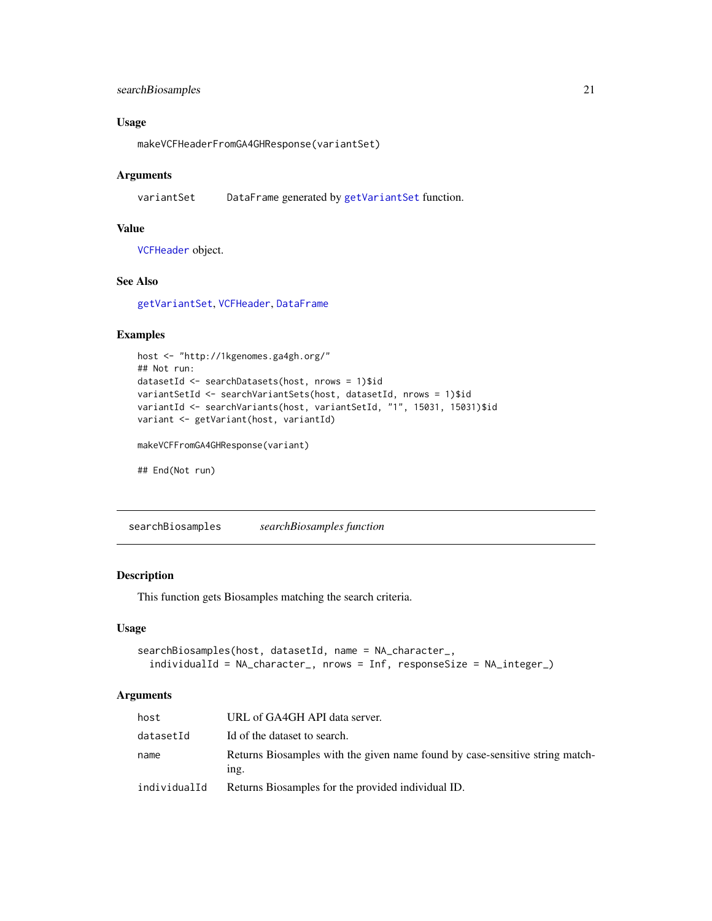### Usage

```
makeVCFHeaderFromGA4GHResponse(variantSet)
```

### Arguments

| | |
|---|---|
| variantSet | DataFrame generated by getVariantSet function. |

### Value

VCFHeader object.

### See Also

getVariantSet, VCFHeader, DataFrame

### Examples

```
host <- "http://1kgenomes.ga4gh.org/"
## Not run:
datasetId <- searchDatasets(host, nrows = 1)$id
variantSetId <- searchVariantSets(host, datasetId, nrows = 1)$id
variantId <- searchVariants(host, variantSetId, "1", 15031, 15031)$id
variant <- getVariant(host, variantId)

makeVCFFromGA4GHResponse(variant)

## End(Not run)
```

---

## searchBiosamples — *searchBiosamples function*

### Description

This function gets Biosamples matching the search criteria.

### Usage

```
searchBiosamples(host, datasetId, name = NA_character_,
  individualId = NA_character_, nrows = Inf, responseSize = NA_integer_)
```

### Arguments

| | |
|---|---|
| host | URL of GA4GH API data server. |
| datasetId | Id of the dataset to search. |
| name | Returns Biosamples with the given name found by case-sensitive string matching. |
| individualId | Returns Biosamples for the provided individual ID. |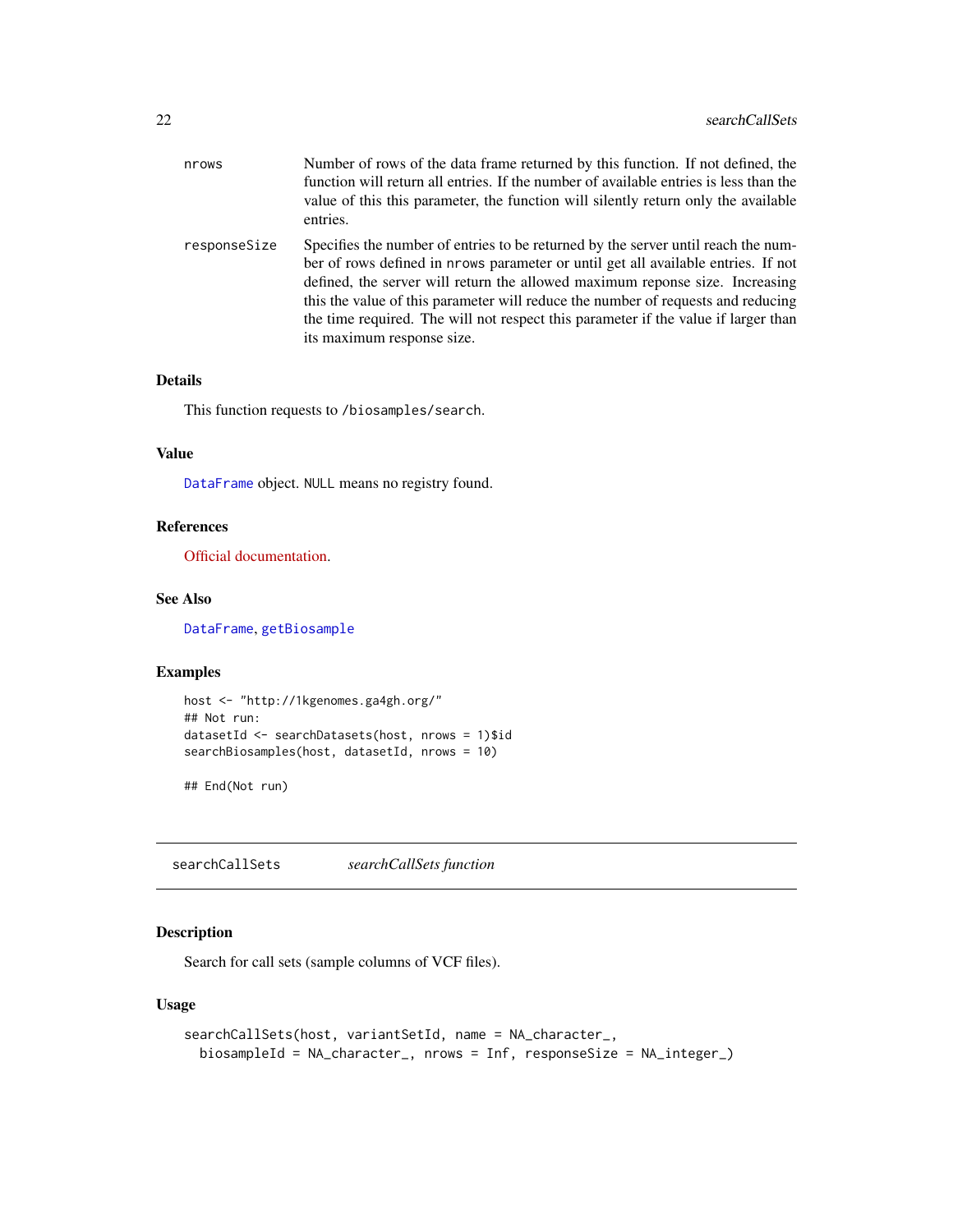| | |
|---|---|
| nrows | Number of rows of the data frame returned by this function. If not defined, the function will return all entries. If the number of available entries is less than the value of this this parameter, the function will silently return only the available entries. |
| responseSize | Specifies the number of entries to be returned by the server until reach the number of rows defined in nrows parameter or until get all available entries. If not defined, the server will return the allowed maximum reponse size. Increasing this the value of this parameter will reduce the number of requests and reducing the time required. The will not respect this parameter if the value if larger than its maximum response size. |

### Details

This function requests to /biosamples/search.

### Value

DataFrame object. NULL means no registry found.

### References

Official documentation.

### See Also

DataFrame, getBiosample

### Examples

```
host <- "http://1kgenomes.ga4gh.org/"
## Not run:
datasetId <- searchDatasets(host, nrows = 1)$id
searchBiosamples(host, datasetId, nrows = 10)

## End(Not run)
```

---

## searchCallSets    *searchCallSets function*

---

### Description

Search for call sets (sample columns of VCF files).

### Usage

```
searchCallSets(host, variantSetId, name = NA_character_,
  biosampleId = NA_character_, nrows = Inf, responseSize = NA_integer_)
```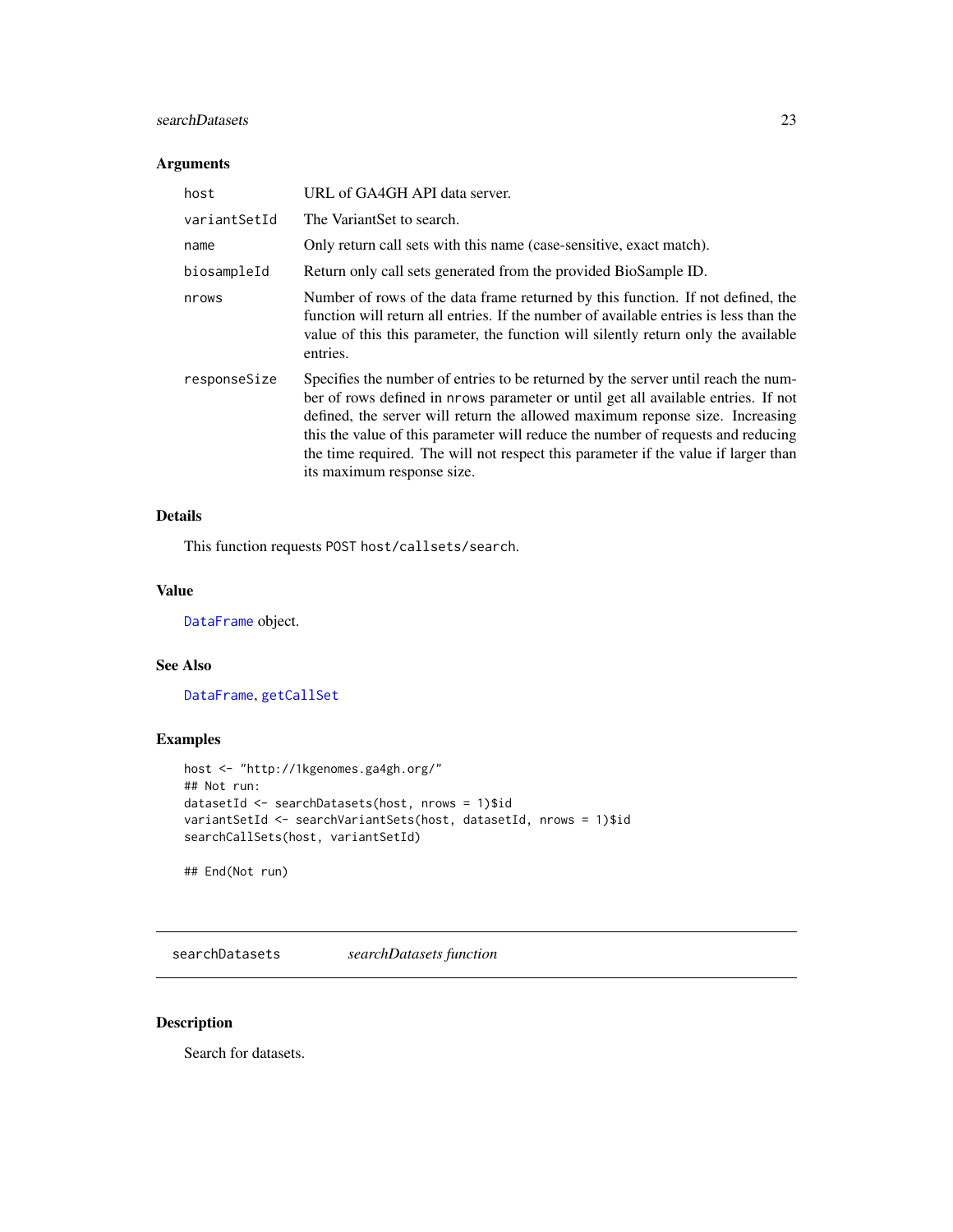### Arguments

| | |
|---|---|
| `host` | URL of GA4GH API data server. |
| `variantSetId` | The VariantSet to search. |
| `name` | Only return call sets with this name (case-sensitive, exact match). |
| `biosampleId` | Return only call sets generated from the provided BioSample ID. |
| `nrows` | Number of rows of the data frame returned by this function. If not defined, the function will return all entries. If the number of available entries is less than the value of this this parameter, the function will silently return only the available entries. |
| `responseSize` | Specifies the number of entries to be returned by the server until reach the number of rows defined in `nrows` parameter or until get all available entries. If not defined, the server will return the allowed maximum reponse size. Increasing this the value of this parameter will reduce the number of requests and reducing the time required. The will not respect this parameter if the value if larger than its maximum response size. |

### Details

This function requests `POST host/callsets/search`.

### Value

`DataFrame` object.

### See Also

`DataFrame`, `getCallSet`

### Examples

```
host <- "http://1kgenomes.ga4gh.org/"
## Not run:
datasetId <- searchDatasets(host, nrows = 1)$id
variantSetId <- searchVariantSets(host, datasetId, nrows = 1)$id
searchCallSets(host, variantSetId)

## End(Not run)
```

---

## searchDatasets — *searchDatasets function*

### Description

Search for datasets.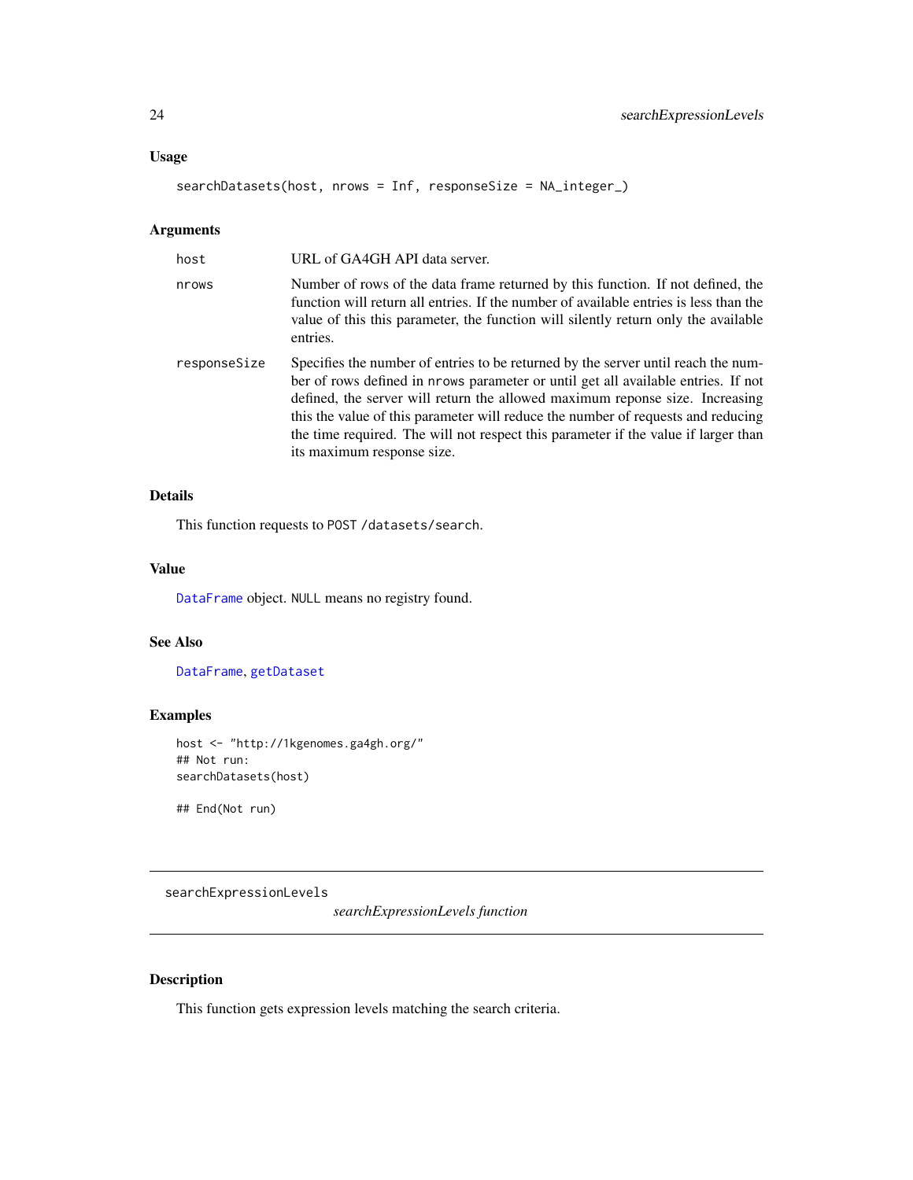### Usage

```
searchDatasets(host, nrows = Inf, responseSize = NA_integer_)
```

### Arguments

| | |
|---|---|
| host | URL of GA4GH API data server. |
| nrows | Number of rows of the data frame returned by this function. If not defined, the function will return all entries. If the number of available entries is less than the value of this this parameter, the function will silently return only the available entries. |
| responseSize | Specifies the number of entries to be returned by the server until reach the number of rows defined in nrows parameter or until get all available entries. If not defined, the server will return the allowed maximum reponse size. Increasing this the value of this parameter will reduce the number of requests and reducing the time required. The will not respect this parameter if the value if larger than its maximum response size. |

### Details

This function requests to POST /datasets/search.

### Value

DataFrame object. NULL means no registry found.

### See Also

DataFrame, getDataset

### Examples

```
host <- "http://1kgenomes.ga4gh.org/"
## Not run:
searchDatasets(host)

## End(Not run)
```

---

## searchExpressionLevels    *searchExpressionLevels function*

---

### Description

This function gets expression levels matching the search criteria.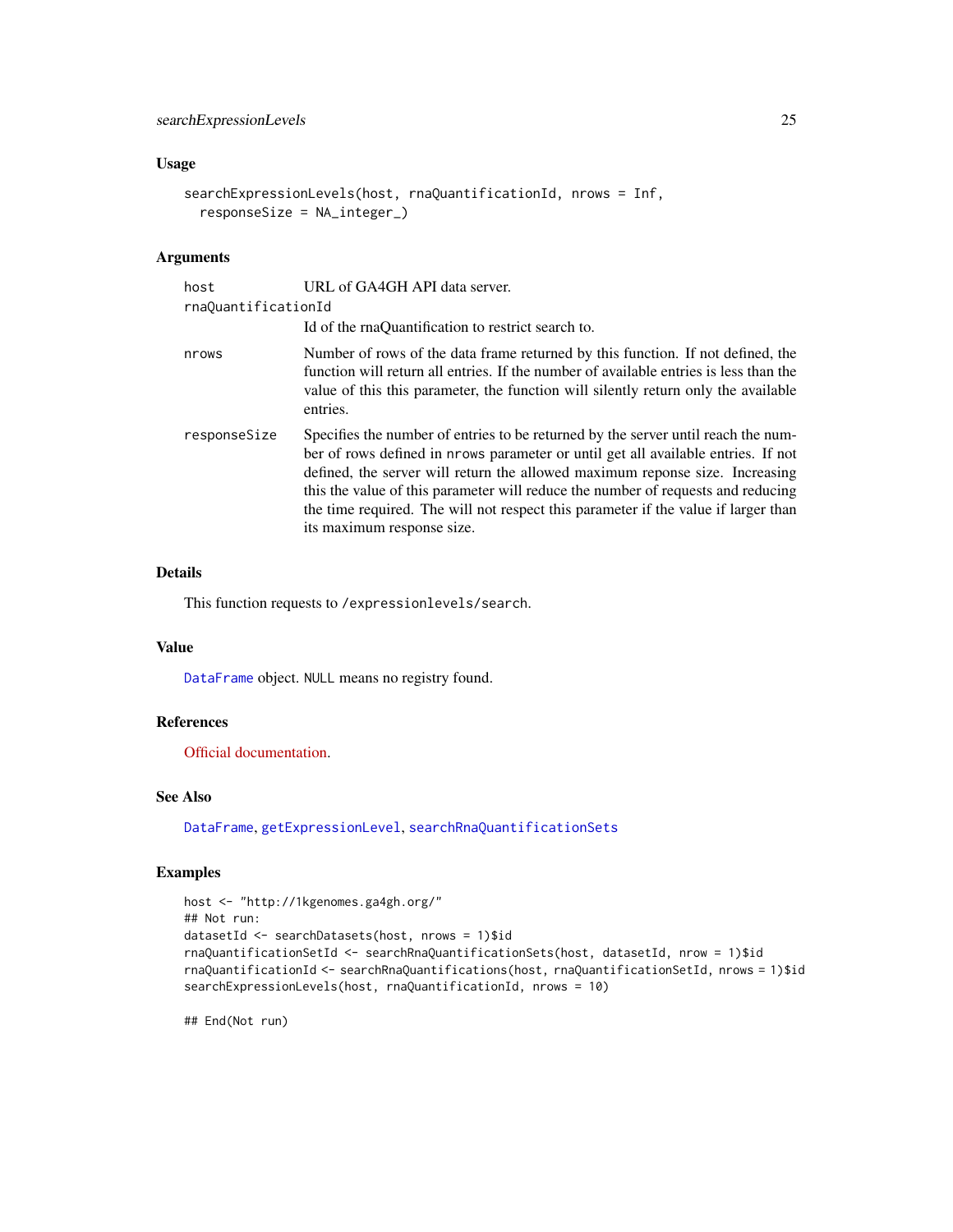## Usage

```
searchExpressionLevels(host, rnaQuantificationId, nrows = Inf,
  responseSize = NA_integer_)
```

## Arguments

| | |
|---|---|
| host | URL of GA4GH API data server. |
| rnaQuantificationId | Id of the rnaQuantification to restrict search to. |
| nrows | Number of rows of the data frame returned by this function. If not defined, the function will return all entries. If the number of available entries is less than the value of this this parameter, the function will silently return only the available entries. |
| responseSize | Specifies the number of entries to be returned by the server until reach the number of rows defined in `nrows` parameter or until get all available entries. If not defined, the server will return the allowed maximum reponse size. Increasing this the value of this parameter will reduce the number of requests and reducing the time required. The will not respect this parameter if the value if larger than its maximum response size. |

## Details

This function requests to `/expressionlevels/search`.

## Value

`DataFrame` object. `NULL` means no registry found.

## References

Official documentation.

## See Also

`DataFrame`, `getExpressionLevel`, `searchRnaQuantificationSets`

## Examples

```
host <- "http://1kgenomes.ga4gh.org/"
## Not run:
datasetId <- searchDatasets(host, nrows = 1)$id
rnaQuantificationSetId <- searchRnaQuantificationSets(host, datasetId, nrow = 1)$id
rnaQuantificationId <- searchRnaQuantifications(host, rnaQuantificationSetId, nrows = 1)$id
searchExpressionLevels(host, rnaQuantificationId, nrows = 10)

## End(Not run)
```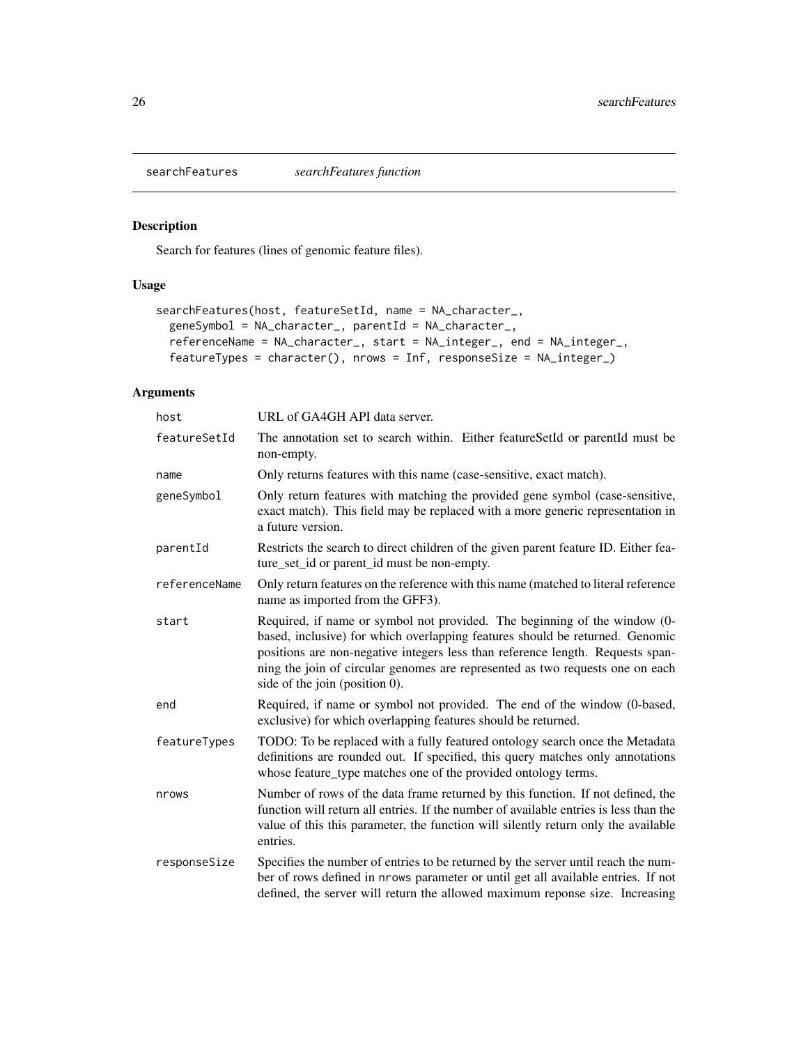searchFeatures *searchFeatures function*

## Description

Search for features (lines of genomic feature files).

## Usage

```
searchFeatures(host, featureSetId, name = NA_character_,
  geneSymbol = NA_character_, parentId = NA_character_,
  referenceName = NA_character_, start = NA_integer_, end = NA_integer_,
  featureTypes = character(), nrows = Inf, responseSize = NA_integer_)
```

## Arguments

| | |
|---|---|
| host | URL of GA4GH API data server. |
| featureSetId | The annotation set to search within. Either featureSetId or parentId must be non-empty. |
| name | Only returns features with this name (case-sensitive, exact match). |
| geneSymbol | Only return features with matching the provided gene symbol (case-sensitive, exact match). This field may be replaced with a more generic representation in a future version. |
| parentId | Restricts the search to direct children of the given parent feature ID. Either feature_set_id or parent_id must be non-empty. |
| referenceName | Only return features on the reference with this name (matched to literal reference name as imported from the GFF3). |
| start | Required, if name or symbol not provided. The beginning of the window (0-based, inclusive) for which overlapping features should be returned. Genomic positions are non-negative integers less than reference length. Requests spanning the join of circular genomes are represented as two requests one on each side of the join (position 0). |
| end | Required, if name or symbol not provided. The end of the window (0-based, exclusive) for which overlapping features should be returned. |
| featureTypes | TODO: To be replaced with a fully featured ontology search once the Metadata definitions are rounded out. If specified, this query matches only annotations whose feature_type matches one of the provided ontology terms. |
| nrows | Number of rows of the data frame returned by this function. If not defined, the function will return all entries. If the number of available entries is less than the value of this this parameter, the function will silently return only the available entries. |
| responseSize | Specifies the number of entries to be returned by the server until reach the number of rows defined in nrows parameter or until get all available entries. If not defined, the server will return the allowed maximum reponse size. Increasing |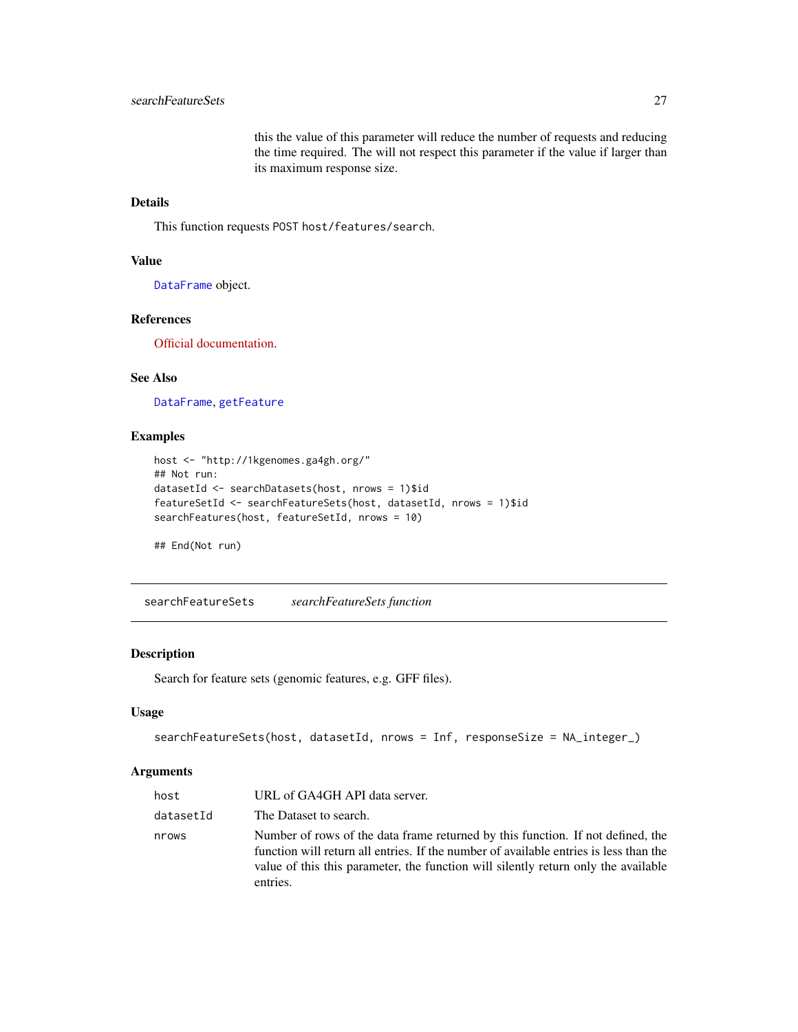this the value of this parameter will reduce the number of requests and reducing the time required. The will not respect this parameter if the value if larger than its maximum response size.

### Details

This function requests `POST host/features/search`.

### Value

`DataFrame` object.

### References

Official documentation.

### See Also

`DataFrame`, `getFeature`

### Examples

```
host <- "http://1kgenomes.ga4gh.org/"
## Not run:
datasetId <- searchDatasets(host, nrows = 1)$id
featureSetId <- searchFeatureSets(host, datasetId, nrows = 1)$id
searchFeatures(host, featureSetId, nrows = 10)

## End(Not run)
```

---

## searchFeatureSets &nbsp;&nbsp;&nbsp; *searchFeatureSets function*

### Description

Search for feature sets (genomic features, e.g. GFF files).

### Usage

```
searchFeatureSets(host, datasetId, nrows = Inf, responseSize = NA_integer_)
```

### Arguments

| | |
|---|---|
| `host` | URL of GA4GH API data server. |
| `datasetId` | The Dataset to search. |
| `nrows` | Number of rows of the data frame returned by this function. If not defined, the function will return all entries. If the number of available entries is less than the value of this this parameter, the function will silently return only the available entries. |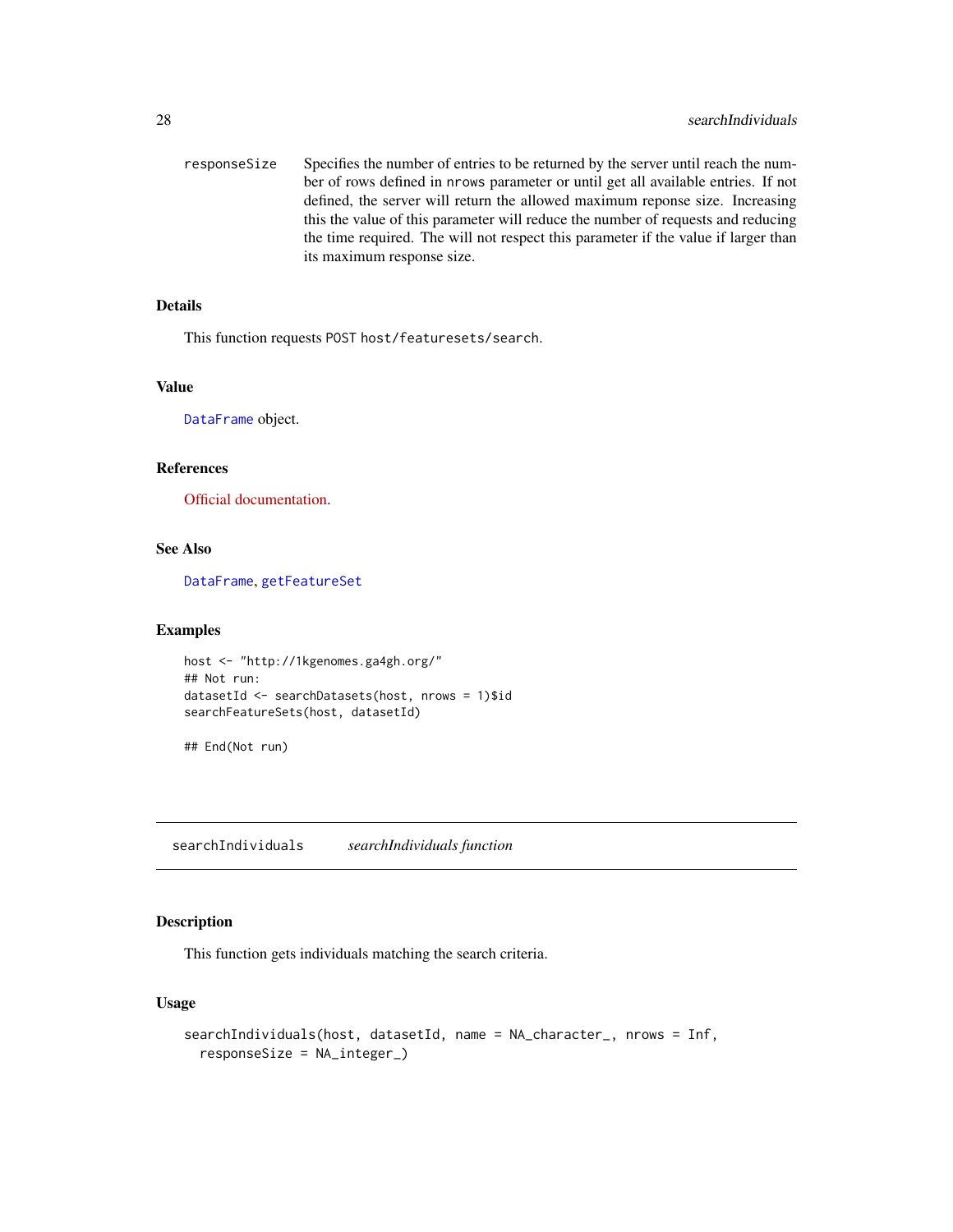| | |
|---|---|
| responseSize | Specifies the number of entries to be returned by the server until reach the number of rows defined in nrows parameter or until get all available entries. If not defined, the server will return the allowed maximum reponse size. Increasing this the value of this parameter will reduce the number of requests and reducing the time required. The will not respect this parameter if the value if larger than its maximum response size. |

### Details

This function requests POST host/featuresets/search.

### Value

DataFrame object.

### References

Official documentation.

### See Also

DataFrame, getFeatureSet

### Examples

```
host <- "http://1kgenomes.ga4gh.org/"
## Not run:
datasetId <- searchDatasets(host, nrows = 1)$id
searchFeatureSets(host, datasetId)

## End(Not run)
```

---

## searchIndividuals *searchIndividuals function*

### Description

This function gets individuals matching the search criteria.

### Usage

```
searchIndividuals(host, datasetId, name = NA_character_, nrows = Inf,
  responseSize = NA_integer_)
```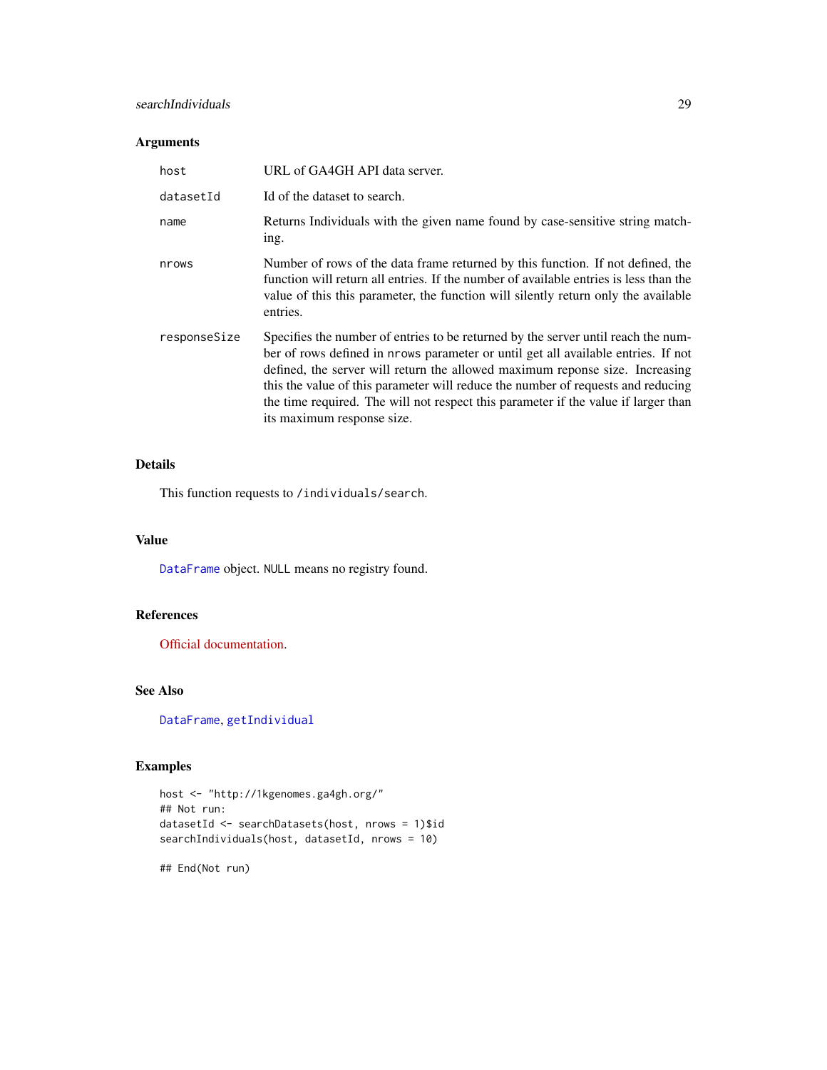## Arguments

| | |
|---|---|
| host | URL of GA4GH API data server. |
| datasetId | Id of the dataset to search. |
| name | Returns Individuals with the given name found by case-sensitive string matching. |
| nrows | Number of rows of the data frame returned by this function. If not defined, the function will return all entries. If the number of available entries is less than the value of this this parameter, the function will silently return only the available entries. |
| responseSize | Specifies the number of entries to be returned by the server until reach the number of rows defined in nrows parameter or until get all available entries. If not defined, the server will return the allowed maximum reponse size. Increasing this the value of this parameter will reduce the number of requests and reducing the time required. The will not respect this parameter if the value if larger than its maximum response size. |

## Details

This function requests to `/individuals/search`.

## Value

`DataFrame` object. `NULL` means no registry found.

## References

Official documentation.

## See Also

`DataFrame`, `getIndividual`

## Examples

```
host <- "http://1kgenomes.ga4gh.org/"
## Not run:
datasetId <- searchDatasets(host, nrows = 1)$id
searchIndividuals(host, datasetId, nrows = 10)

## End(Not run)
```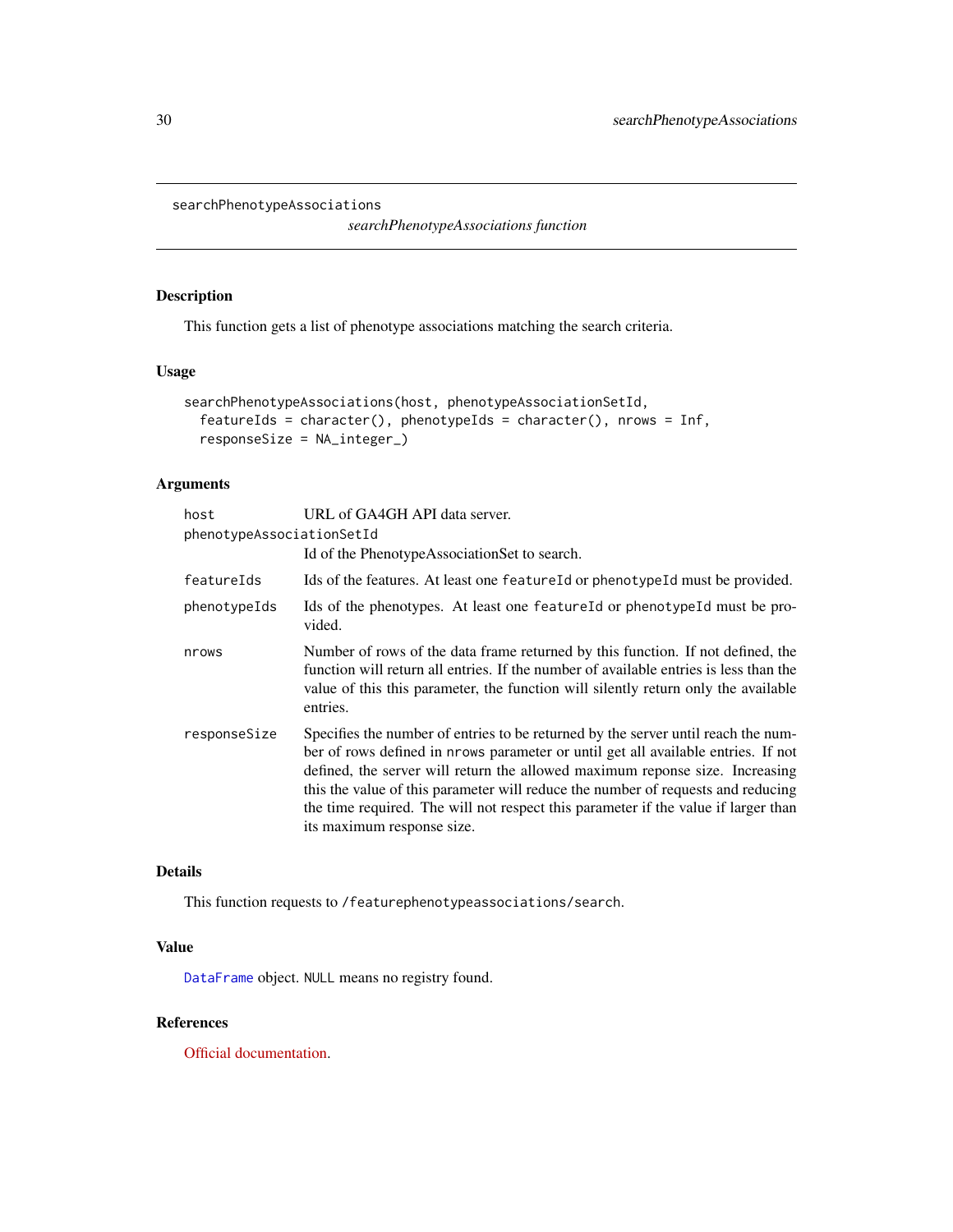# searchPhenotypeAssociations

*searchPhenotypeAssociations function*

## Description

This function gets a list of phenotype associations matching the search criteria.

## Usage

```
searchPhenotypeAssociations(host, phenotypeAssociationSetId,
  featureIds = character(), phenotypeIds = character(), nrows = Inf,
  responseSize = NA_integer_)
```

## Arguments

| Argument | Description |
|---|---|
| `host` | URL of GA4GH API data server. |
| `phenotypeAssociationSetId` | Id of the PhenotypeAssociationSet to search. |
| `featureIds` | Ids of the features. At least one `featureId` or `phenotypeId` must be provided. |
| `phenotypeIds` | Ids of the phenotypes. At least one `featureId` or `phenotypeId` must be provided. |
| `nrows` | Number of rows of the data frame returned by this function. If not defined, the function will return all entries. If the number of available entries is less than the value of this this parameter, the function will silently return only the available entries. |
| `responseSize` | Specifies the number of entries to be returned by the server until reach the number of rows defined in `nrows` parameter or until get all available entries. If not defined, the server will return the allowed maximum reponse size. Increasing this the value of this parameter will reduce the number of requests and reducing the time required. The will not respect this parameter if the value if larger than its maximum response size. |

## Details

This function requests to `/featurephenotypeassociations/search`.

## Value

`DataFrame` object. `NULL` means no registry found.

## References

Official documentation.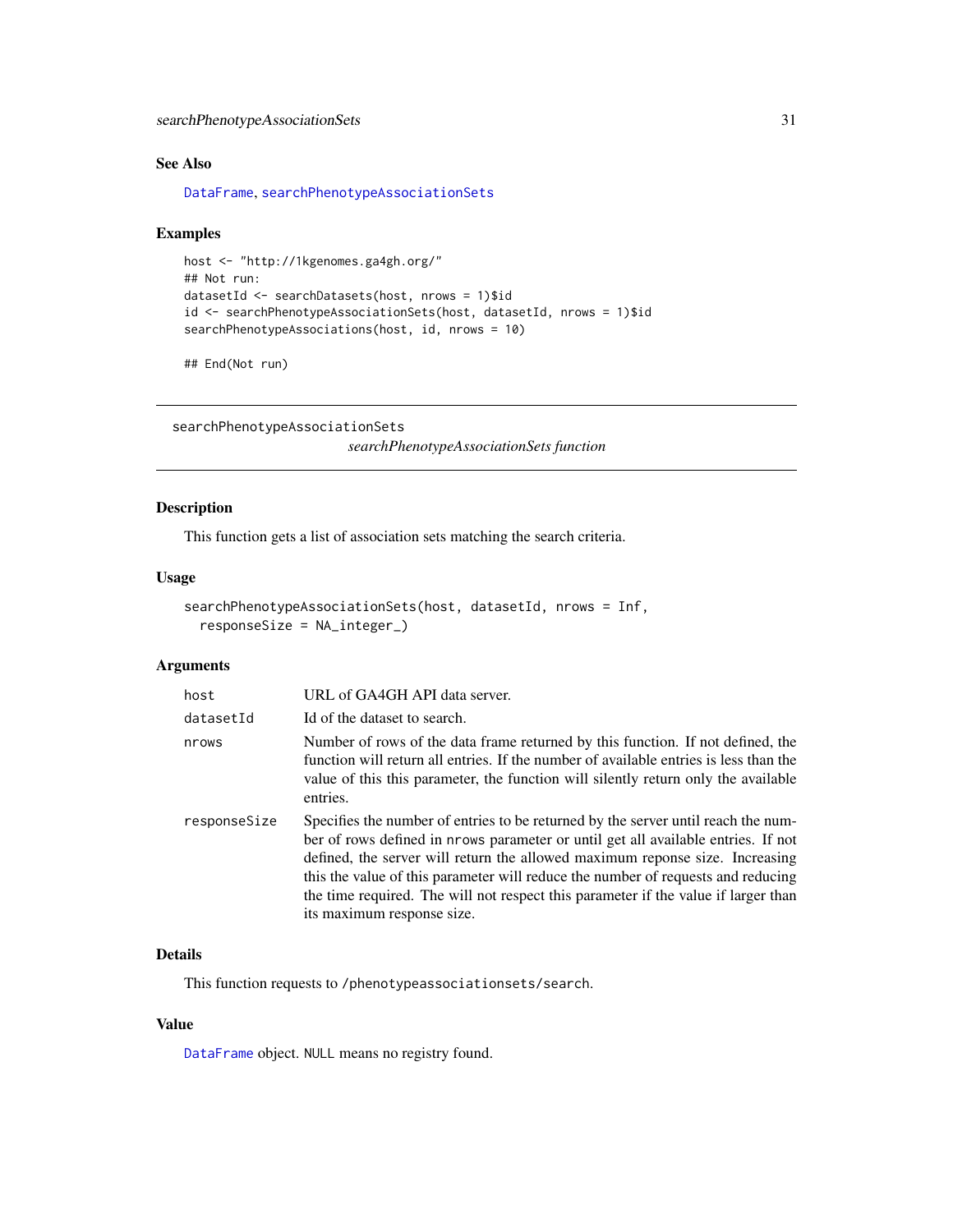### See Also

DataFrame, searchPhenotypeAssociationSets

### Examples

```
host <- "http://1kgenomes.ga4gh.org/"
## Not run:
datasetId <- searchDatasets(host, nrows = 1)$id
id <- searchPhenotypeAssociationSets(host, datasetId, nrows = 1)$id
searchPhenotypeAssociations(host, id, nrows = 10)

## End(Not run)
```

---

## searchPhenotypeAssociationSets

*searchPhenotypeAssociationSets function*

---

### Description

This function gets a list of association sets matching the search criteria.

### Usage

```
searchPhenotypeAssociationSets(host, datasetId, nrows = Inf,
  responseSize = NA_integer_)
```

### Arguments

| | |
|---|---|
| host | URL of GA4GH API data server. |
| datasetId | Id of the dataset to search. |
| nrows | Number of rows of the data frame returned by this function. If not defined, the function will return all entries. If the number of available entries is less than the value of this this parameter, the function will silently return only the available entries. |
| responseSize | Specifies the number of entries to be returned by the server until reach the number of rows defined in nrows parameter or until get all available entries. If not defined, the server will return the allowed maximum reponse size. Increasing this the value of this parameter will reduce the number of requests and reducing the time required. The will not respect this parameter if the value if larger than its maximum response size. |

### Details

This function requests to /phenotypeassociationsets/search.

### Value

DataFrame object. NULL means no registry found.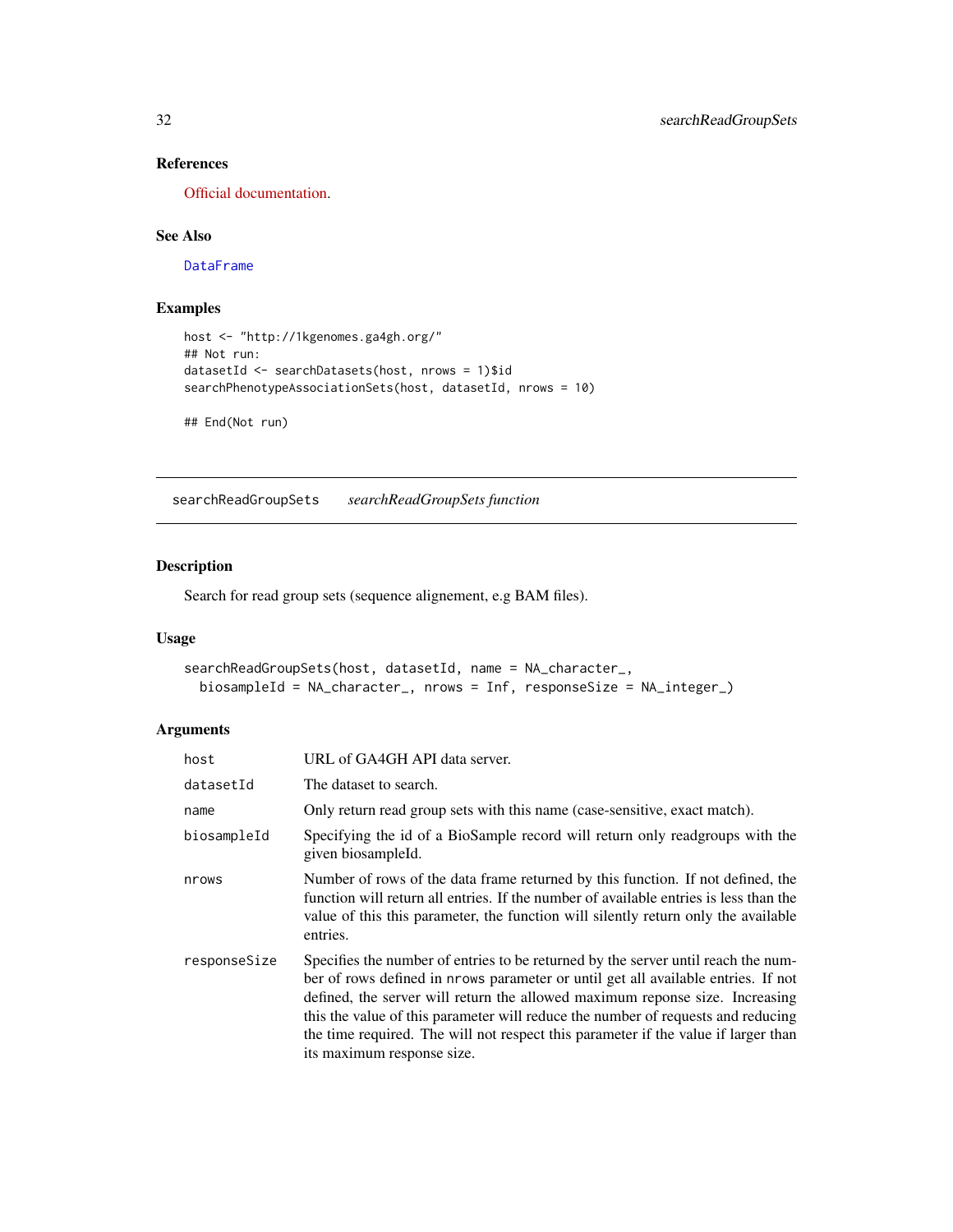### References

Official documentation.

### See Also

DataFrame

### Examples

```
host <- "http://1kgenomes.ga4gh.org/"
## Not run:
datasetId <- searchDatasets(host, nrows = 1)$id
searchPhenotypeAssociationSets(host, datasetId, nrows = 10)

## End(Not run)
```

---

## searchReadGroupSets — *searchReadGroupSets function*

### Description

Search for read group sets (sequence alignement, e.g BAM files).

### Usage

```
searchReadGroupSets(host, datasetId, name = NA_character_,
  biosampleId = NA_character_, nrows = Inf, responseSize = NA_integer_)
```

### Arguments

| | |
|---|---|
| host | URL of GA4GH API data server. |
| datasetId | The dataset to search. |
| name | Only return read group sets with this name (case-sensitive, exact match). |
| biosampleId | Specifying the id of a BioSample record will return only readgroups with the given biosampleId. |
| nrows | Number of rows of the data frame returned by this function. If not defined, the function will return all entries. If the number of available entries is less than the value of this this parameter, the function will silently return only the available entries. |
| responseSize | Specifies the number of entries to be returned by the server until reach the number of rows defined in nrows parameter or until get all available entries. If not defined, the server will return the allowed maximum reponse size. Increasing this the value of this parameter will reduce the number of requests and reducing the time required. The will not respect this parameter if the value if larger than its maximum response size. |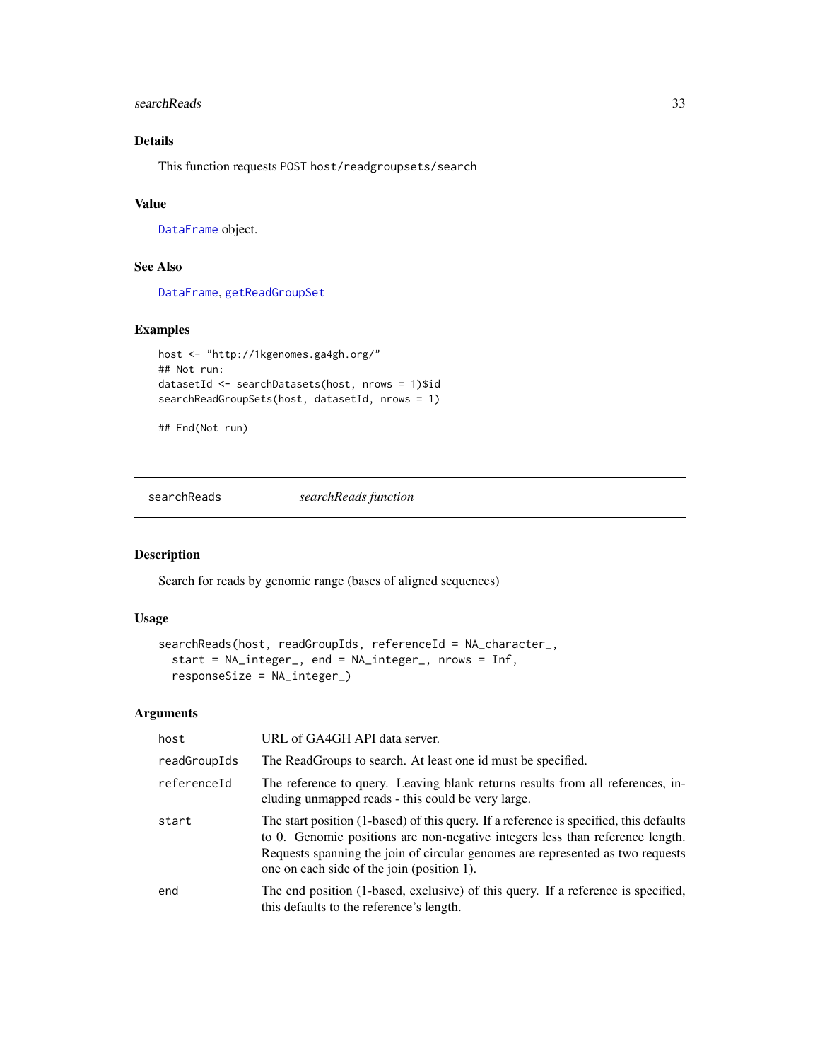## Details

This function requests POST host/readgroupsets/search

## Value

DataFrame object.

## See Also

DataFrame, getReadGroupSet

## Examples

```
host <- "http://1kgenomes.ga4gh.org/"
## Not run:
datasetId <- searchDatasets(host, nrows = 1)$id
searchReadGroupSets(host, datasetId, nrows = 1)

## End(Not run)
```

---

# searchReads — *searchReads function*

## Description

Search for reads by genomic range (bases of aligned sequences)

## Usage

```
searchReads(host, readGroupIds, referenceId = NA_character_,
  start = NA_integer_, end = NA_integer_, nrows = Inf,
  responseSize = NA_integer_)
```

## Arguments

| | |
|---|---|
| host | URL of GA4GH API data server. |
| readGroupIds | The ReadGroups to search. At least one id must be specified. |
| referenceId | The reference to query. Leaving blank returns results from all references, including unmapped reads - this could be very large. |
| start | The start position (1-based) of this query. If a reference is specified, this defaults to 0. Genomic positions are non-negative integers less than reference length. Requests spanning the join of circular genomes are represented as two requests one on each side of the join (position 1). |
| end | The end position (1-based, exclusive) of this query. If a reference is specified, this defaults to the reference's length. |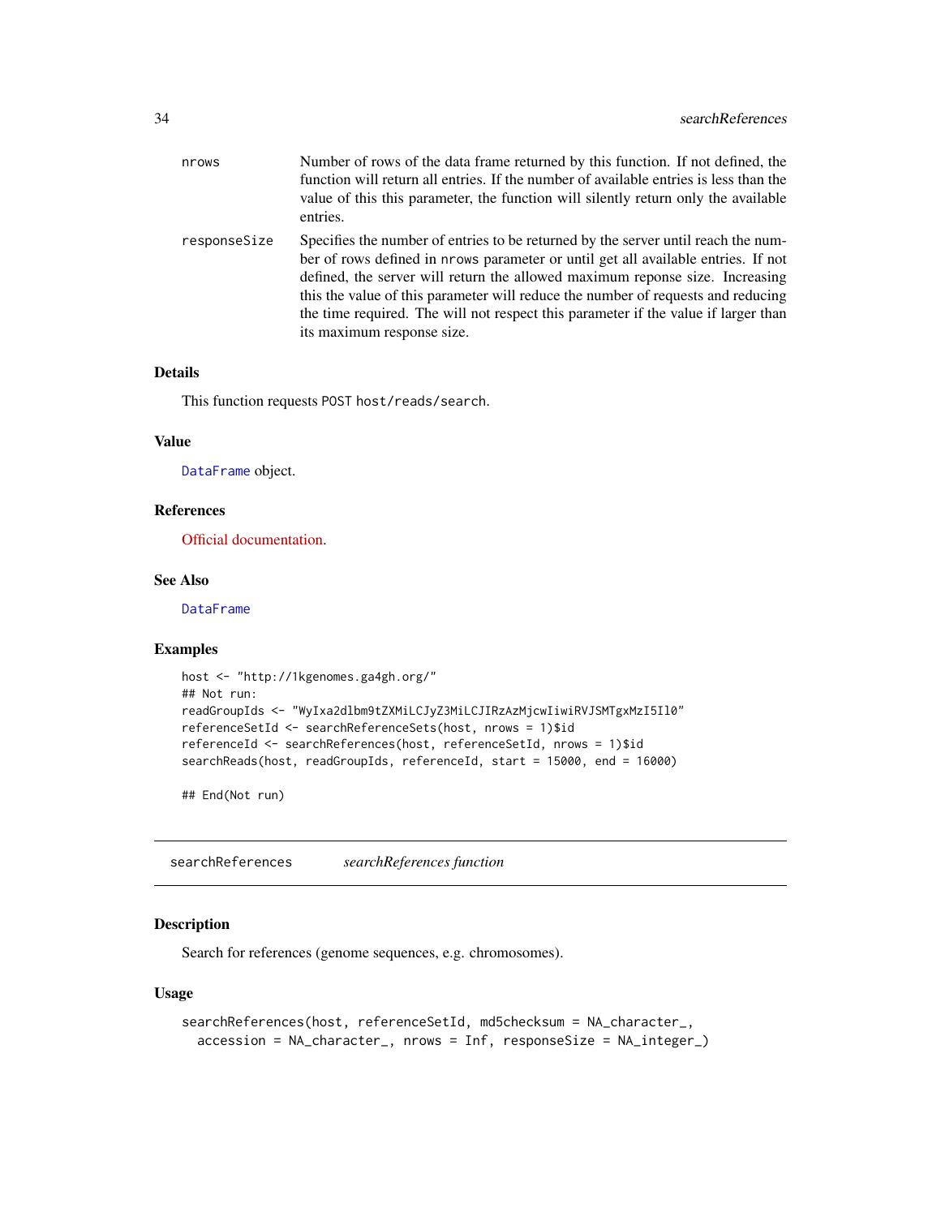| | |
|---|---|
| nrows | Number of rows of the data frame returned by this function. If not defined, the function will return all entries. If the number of available entries is less than the value of this this parameter, the function will silently return only the available entries. |
| responseSize | Specifies the number of entries to be returned by the server until reach the number of rows defined in nrows parameter or until get all available entries. If not defined, the server will return the allowed maximum reponse size. Increasing this the value of this parameter will reduce the number of requests and reducing the time required. The will not respect this parameter if the value if larger than its maximum response size. |

### Details

This function requests POST host/reads/search.

### Value

DataFrame object.

### References

Official documentation.

### See Also

DataFrame

### Examples

```
host <- "http://1kgenomes.ga4gh.org/"
## Not run:
readGroupIds <- "WyIxa2dlbm9tZXMiLCJyZ3MiLCJIRzAzMjcwIiwiRVJSMTgxMzI5Il0"
referenceSetId <- searchReferenceSets(host, nrows = 1)$id
referenceId <- searchReferences(host, referenceSetId, nrows = 1)$id
searchReads(host, readGroupIds, referenceId, start = 15000, end = 16000)

## End(Not run)
```

---

## searchReferences    *searchReferences function*

### Description

Search for references (genome sequences, e.g. chromosomes).

### Usage

```
searchReferences(host, referenceSetId, md5checksum = NA_character_,
  accession = NA_character_, nrows = Inf, responseSize = NA_integer_)
```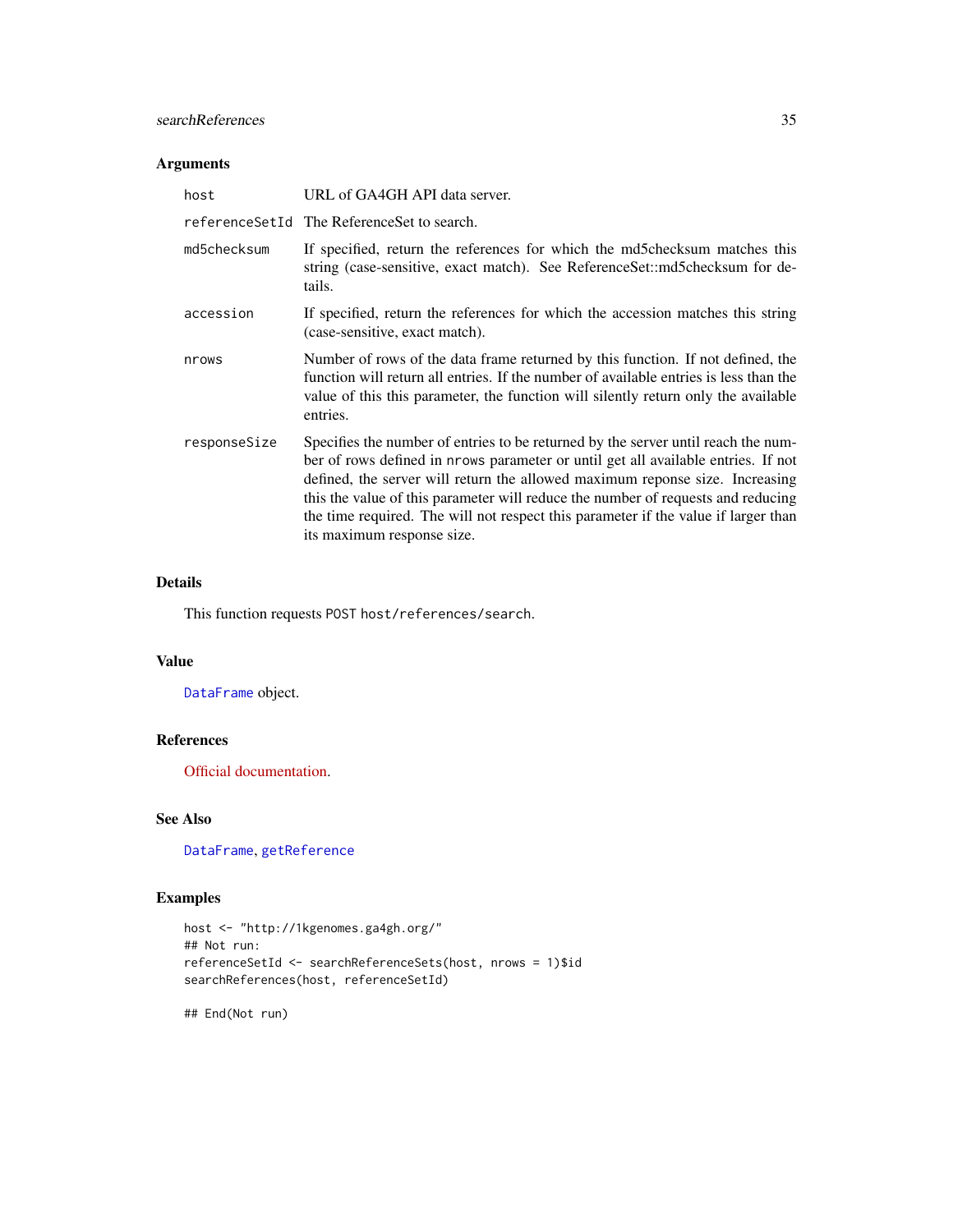### Arguments

| | |
|---|---|
| host | URL of GA4GH API data server. |
| referenceSetId | The ReferenceSet to search. |
| md5checksum | If specified, return the references for which the md5checksum matches this string (case-sensitive, exact match). See ReferenceSet::md5checksum for details. |
| accession | If specified, return the references for which the accession matches this string (case-sensitive, exact match). |
| nrows | Number of rows of the data frame returned by this function. If not defined, the function will return all entries. If the number of available entries is less than the value of this this parameter, the function will silently return only the available entries. |
| responseSize | Specifies the number of entries to be returned by the server until reach the number of rows defined in `nrows` parameter or until get all available entries. If not defined, the server will return the allowed maximum reponse size. Increasing this the value of this parameter will reduce the number of requests and reducing the time required. The will not respect this parameter if the value if larger than its maximum response size. |

### Details

This function requests `POST host/references/search`.

### Value

`DataFrame` object.

### References

Official documentation.

### See Also

`DataFrame`, `getReference`

### Examples

```
host <- "http://1kgenomes.ga4gh.org/"
## Not run:
referenceSetId <- searchReferenceSets(host, nrows = 1)$id
searchReferences(host, referenceSetId)

## End(Not run)
```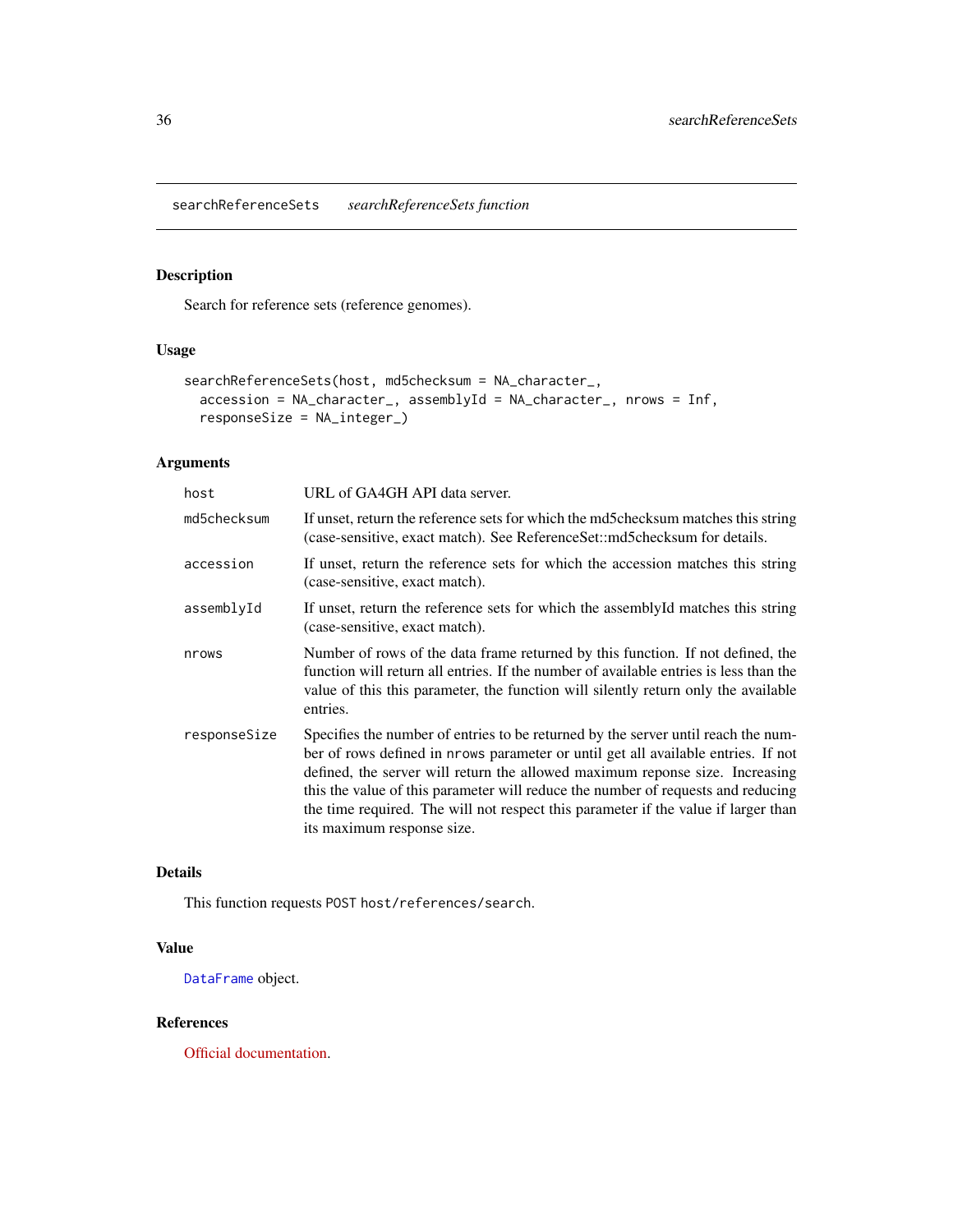searchReferenceSets *searchReferenceSets function*

## Description

Search for reference sets (reference genomes).

## Usage

```
searchReferenceSets(host, md5checksum = NA_character_,
  accession = NA_character_, assemblyId = NA_character_, nrows = Inf,
  responseSize = NA_integer_)
```

## Arguments

| | |
|---|---|
| `host` | URL of GA4GH API data server. |
| `md5checksum` | If unset, return the reference sets for which the md5checksum matches this string (case-sensitive, exact match). See ReferenceSet::md5checksum for details. |
| `accession` | If unset, return the reference sets for which the accession matches this string (case-sensitive, exact match). |
| `assemblyId` | If unset, return the reference sets for which the assemblyId matches this string (case-sensitive, exact match). |
| `nrows` | Number of rows of the data frame returned by this function. If not defined, the function will return all entries. If the number of available entries is less than the value of this this parameter, the function will silently return only the available entries. |
| `responseSize` | Specifies the number of entries to be returned by the server until reach the number of rows defined in `nrows` parameter or until get all available entries. If not defined, the server will return the allowed maximum reponse size. Increasing this the value of this parameter will reduce the number of requests and reducing the time required. The will not respect this parameter if the value if larger than its maximum response size. |

## Details

This function requests `POST host/references/search`.

## Value

`DataFrame` object.

## References

Official documentation.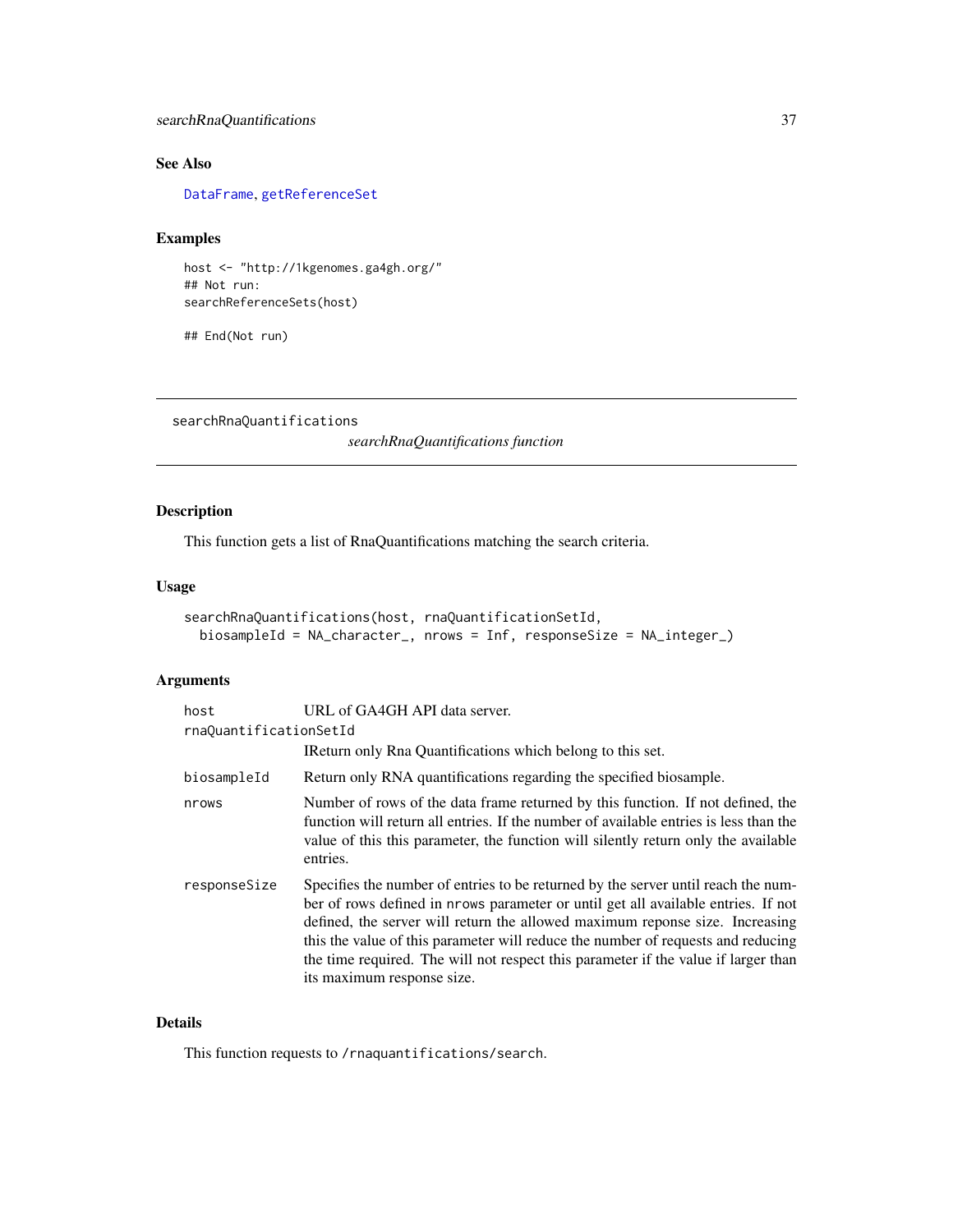### See Also

DataFrame, getReferenceSet

### Examples

```
host <- "http://1kgenomes.ga4gh.org/"
## Not run:
searchReferenceSets(host)

## End(Not run)
```

---

## searchRnaQuantifications — *searchRnaQuantifications function*

---

### Description

This function gets a list of RnaQuantifications matching the search criteria.

### Usage

```
searchRnaQuantifications(host, rnaQuantificationSetId,
  biosampleId = NA_character_, nrows = Inf, responseSize = NA_integer_)
```

### Arguments

| | |
|---|---|
| `host` | URL of GA4GH API data server. |
| `rnaQuantificationSetId` | IReturn only Rna Quantifications which belong to this set. |
| `biosampleId` | Return only RNA quantifications regarding the specified biosample. |
| `nrows` | Number of rows of the data frame returned by this function. If not defined, the function will return all entries. If the number of available entries is less than the value of this this parameter, the function will silently return only the available entries. |
| `responseSize` | Specifies the number of entries to be returned by the server until reach the number of rows defined in `nrows` parameter or until get all available entries. If not defined, the server will return the allowed maximum reponse size. Increasing this the value of this parameter will reduce the number of requests and reducing the time required. The will not respect this parameter if the value if larger than its maximum response size. |

### Details

This function requests to `/rnaquantifications/search`.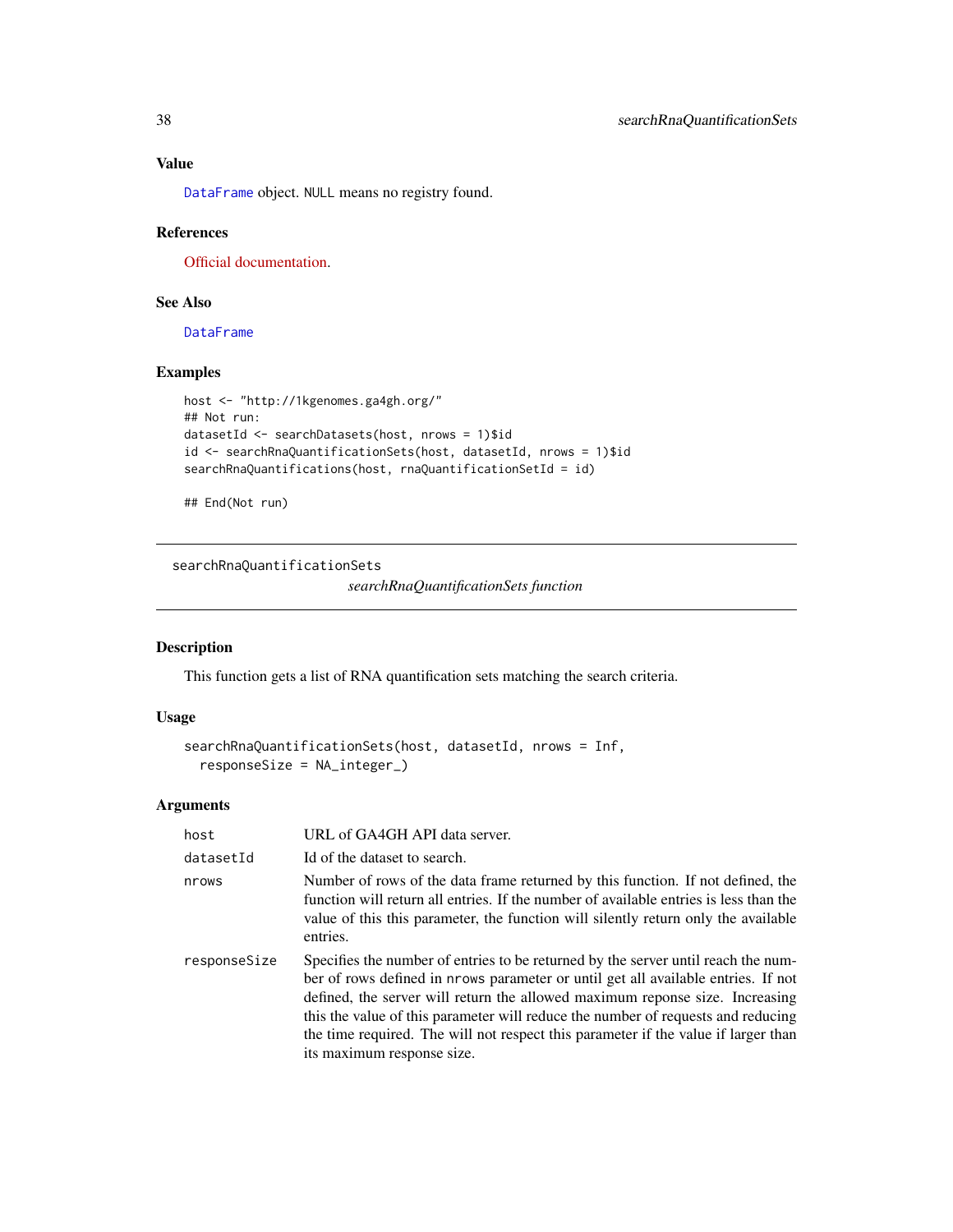### Value

DataFrame object. NULL means no registry found.

### References

Official documentation.

### See Also

DataFrame

### Examples

```
host <- "http://1kgenomes.ga4gh.org/"
## Not run:
datasetId <- searchDatasets(host, nrows = 1)$id
id <- searchRnaQuantificationSets(host, datasetId, nrows = 1)$id
searchRnaQuantifications(host, rnaQuantificationSetId = id)

## End(Not run)
```

---

## searchRnaQuantificationSets

*searchRnaQuantificationSets function*

---

### Description

This function gets a list of RNA quantification sets matching the search criteria.

### Usage

```
searchRnaQuantificationSets(host, datasetId, nrows = Inf,
  responseSize = NA_integer_)
```

### Arguments

| | |
|---|---|
| host | URL of GA4GH API data server. |
| datasetId | Id of the dataset to search. |
| nrows | Number of rows of the data frame returned by this function. If not defined, the function will return all entries. If the number of available entries is less than the value of this this parameter, the function will silently return only the available entries. |
| responseSize | Specifies the number of entries to be returned by the server until reach the number of rows defined in nrows parameter or until get all available entries. If not defined, the server will return the allowed maximum reponse size. Increasing this the value of this parameter will reduce the number of requests and reducing the time required. The will not respect this parameter if the value if larger than its maximum response size. |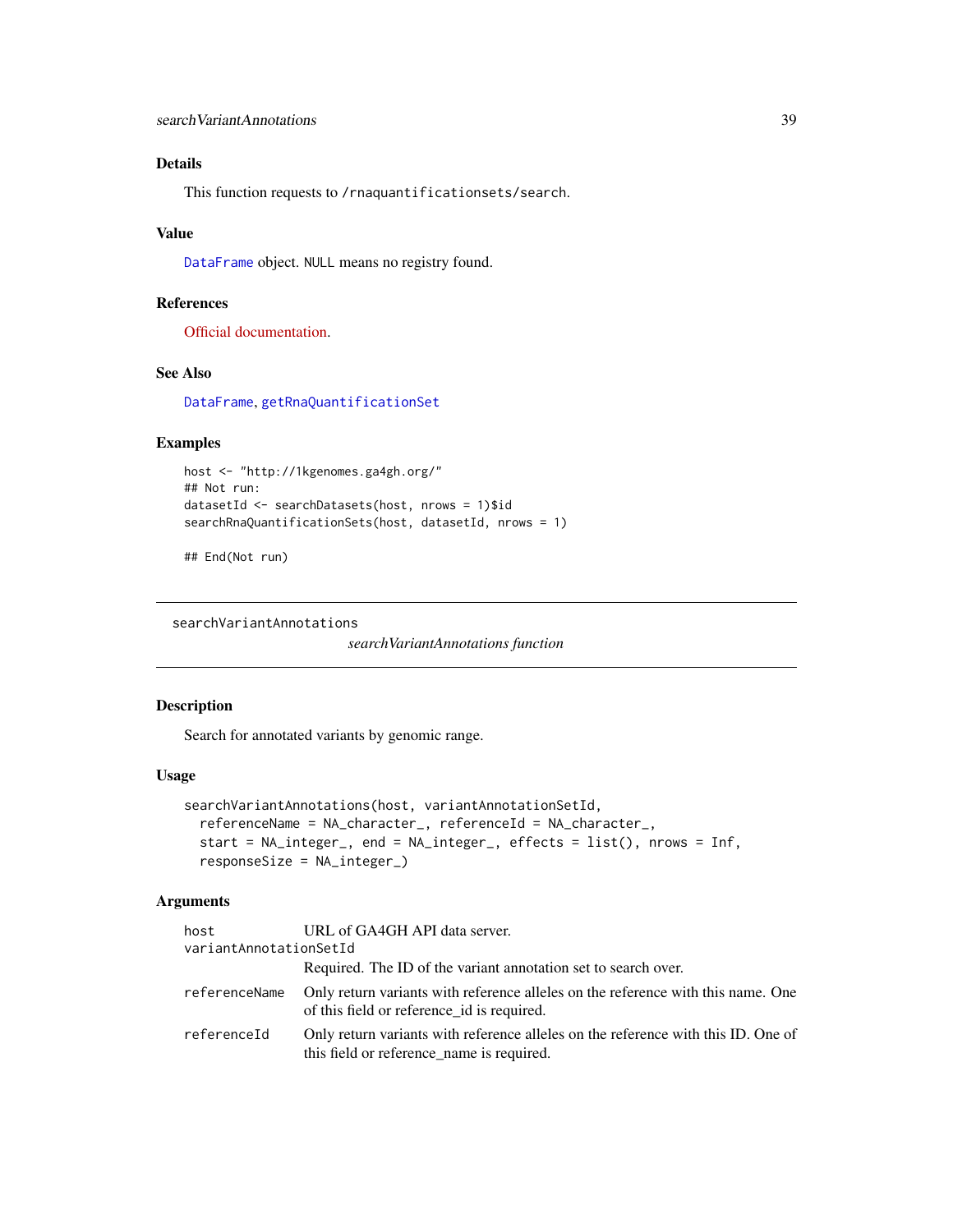### Details

This function requests to `/rnaquantificationsets/search`.

### Value

`DataFrame` object. `NULL` means no registry found.

### References

Official documentation.

### See Also

`DataFrame`, `getRnaQuantificationSet`

### Examples

```
host <- "http://1kgenomes.ga4gh.org/"
## Not run:
datasetId <- searchDatasets(host, nrows = 1)$id
searchRnaQuantificationSets(host, datasetId, nrows = 1)

## End(Not run)
```

---

## searchVariantAnnotations

*searchVariantAnnotations function*

---

### Description

Search for annotated variants by genomic range.

### Usage

```
searchVariantAnnotations(host, variantAnnotationSetId,
  referenceName = NA_character_, referenceId = NA_character_,
  start = NA_integer_, end = NA_integer_, effects = list(), nrows = Inf,
  responseSize = NA_integer_)
```

### Arguments

| | |
|---|---|
| `host` | URL of GA4GH API data server. |
| `variantAnnotationSetId` | Required. The ID of the variant annotation set to search over. |
| `referenceName` | Only return variants with reference alleles on the reference with this name. One of this field or reference_id is required. |
| `referenceId` | Only return variants with reference alleles on the reference with this ID. One of this field or reference_name is required. |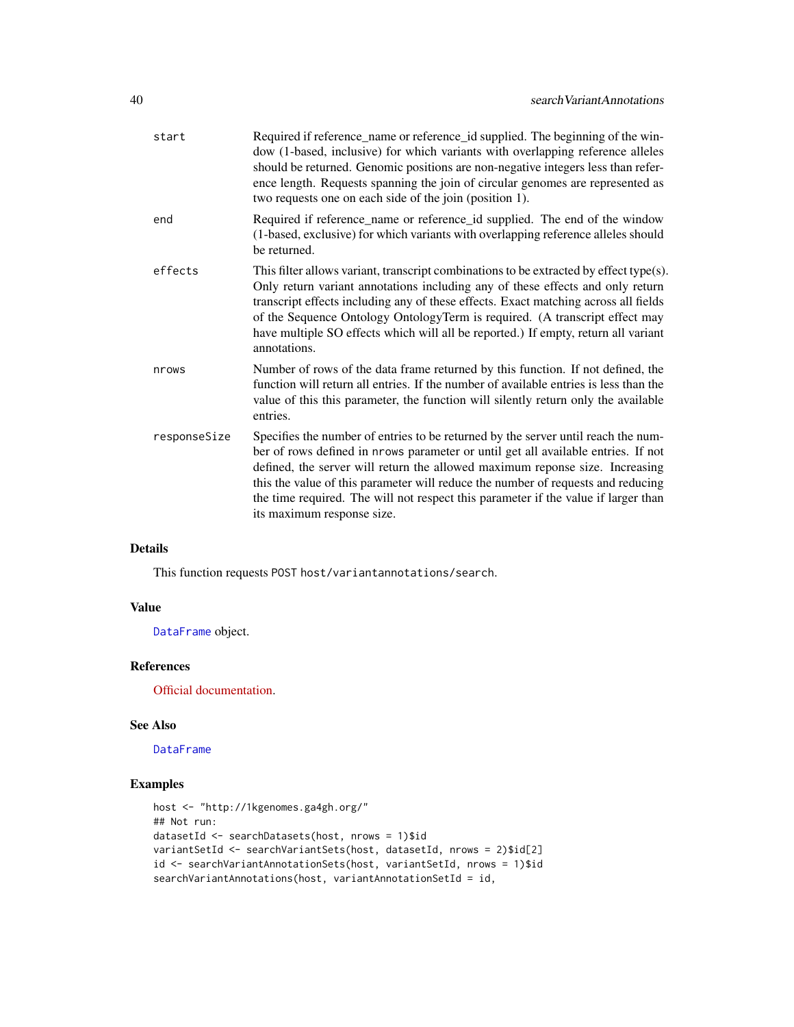| | |
|---|---|
| start | Required if reference_name or reference_id supplied. The beginning of the window (1-based, inclusive) for which variants with overlapping reference alleles should be returned. Genomic positions are non-negative integers less than reference length. Requests spanning the join of circular genomes are represented as two requests one on each side of the join (position 1). |
| end | Required if reference_name or reference_id supplied. The end of the window (1-based, exclusive) for which variants with overlapping reference alleles should be returned. |
| effects | This filter allows variant, transcript combinations to be extracted by effect type(s). Only return variant annotations including any of these effects and only return transcript effects including any of these effects. Exact matching across all fields of the Sequence Ontology OntologyTerm is required. (A transcript effect may have multiple SO effects which will all be reported.) If empty, return all variant annotations. |
| nrows | Number of rows of the data frame returned by this function. If not defined, the function will return all entries. If the number of available entries is less than the value of this this parameter, the function will silently return only the available entries. |
| responseSize | Specifies the number of entries to be returned by the server until reach the number of rows defined in nrows parameter or until get all available entries. If not defined, the server will return the allowed maximum reponse size. Increasing this the value of this parameter will reduce the number of requests and reducing the time required. The will not respect this parameter if the value if larger than its maximum response size. |

### Details

This function requests POST host/variantannotations/search.

### Value

DataFrame object.

### References

Official documentation.

### See Also

DataFrame

### Examples

```
host <- "http://1kgenomes.ga4gh.org/"
## Not run:
datasetId <- searchDatasets(host, nrows = 1)$id
variantSetId <- searchVariantSets(host, datasetId, nrows = 2)$id[2]
id <- searchVariantAnnotationSets(host, variantSetId, nrows = 1)$id
searchVariantAnnotations(host, variantAnnotationSetId = id,
```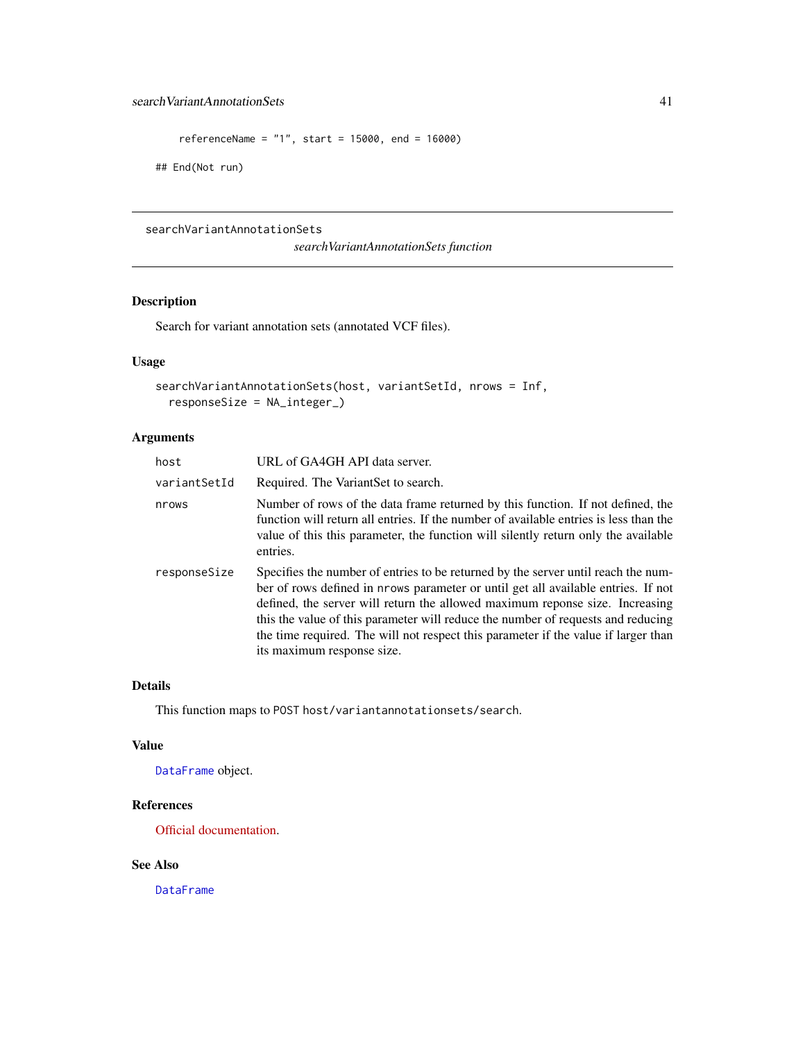```
    referenceName = "1", start = 15000, end = 16000)

## End(Not run)
```

---

## searchVariantAnnotationSets

*searchVariantAnnotationSets function*

---

### Description

Search for variant annotation sets (annotated VCF files).

### Usage

```
searchVariantAnnotationSets(host, variantSetId, nrows = Inf,
  responseSize = NA_integer_)
```

### Arguments

| | |
|---|---|
| host | URL of GA4GH API data server. |
| variantSetId | Required. The VariantSet to search. |
| nrows | Number of rows of the data frame returned by this function. If not defined, the function will return all entries. If the number of available entries is less than the value of this this parameter, the function will silently return only the available entries. |
| responseSize | Specifies the number of entries to be returned by the server until reach the number of rows defined in `nrows` parameter or until get all available entries. If not defined, the server will return the allowed maximum reponse size. Increasing this the value of this parameter will reduce the number of requests and reducing the time required. The will not respect this parameter if the value if larger than its maximum response size. |

### Details

This function maps to `POST host/variantannotationsets/search`.

### Value

`DataFrame` object.

### References

Official documentation.

### See Also

`DataFrame`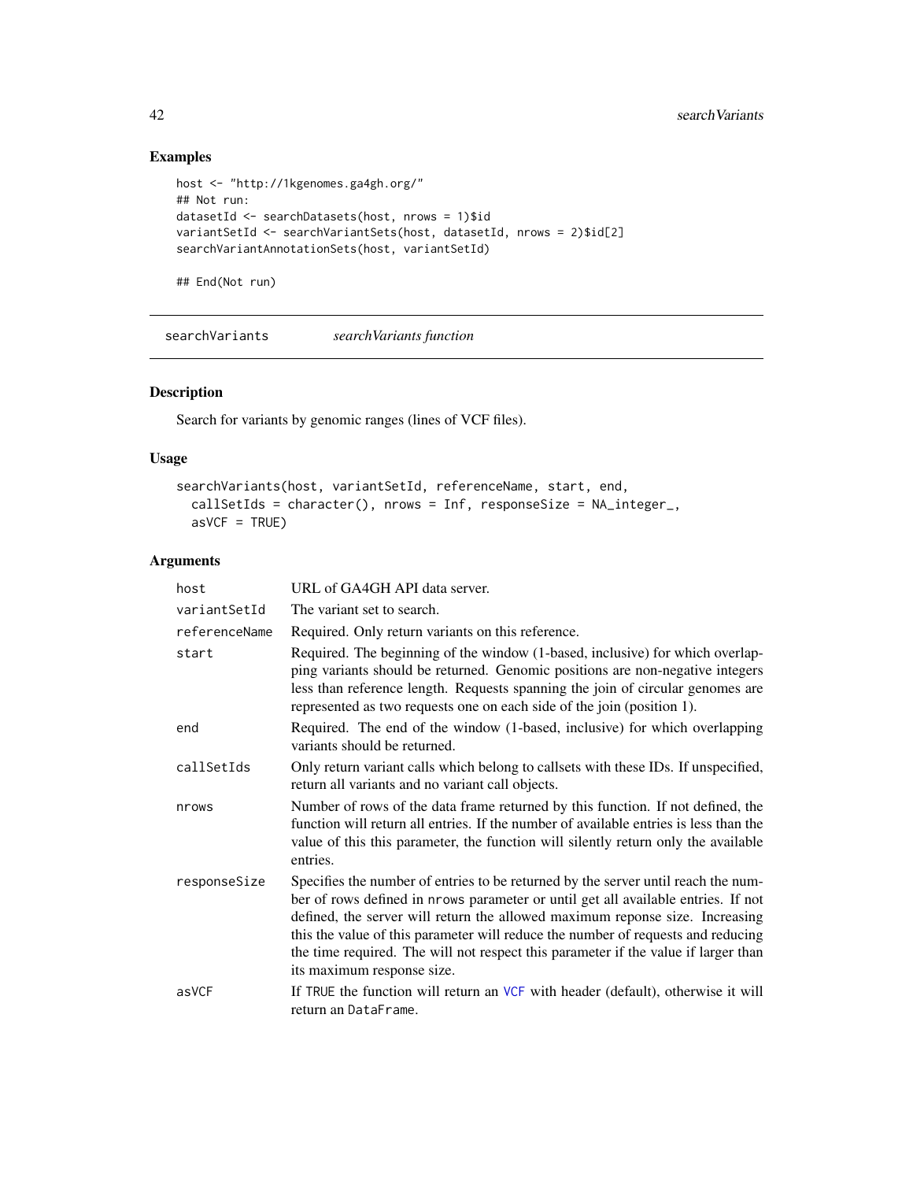## Examples

```
host <- "http://1kgenomes.ga4gh.org/"
## Not run:
datasetId <- searchDatasets(host, nrows = 1)$id
variantSetId <- searchVariantSets(host, datasetId, nrows = 2)$id[2]
searchVariantAnnotationSets(host, variantSetId)

## End(Not run)
```

---

# searchVariants — *searchVariants function*

---

## Description

Search for variants by genomic ranges (lines of VCF files).

## Usage

```
searchVariants(host, variantSetId, referenceName, start, end,
  callSetIds = character(), nrows = Inf, responseSize = NA_integer_,
  asVCF = TRUE)
```

## Arguments

| | |
|---|---|
| `host` | URL of GA4GH API data server. |
| `variantSetId` | The variant set to search. |
| `referenceName` | Required. Only return variants on this reference. |
| `start` | Required. The beginning of the window (1-based, inclusive) for which overlapping variants should be returned. Genomic positions are non-negative integers less than reference length. Requests spanning the join of circular genomes are represented as two requests one on each side of the join (position 1). |
| `end` | Required. The end of the window (1-based, inclusive) for which overlapping variants should be returned. |
| `callSetIds` | Only return variant calls which belong to callsets with these IDs. If unspecified, return all variants and no variant call objects. |
| `nrows` | Number of rows of the data frame returned by this function. If not defined, the function will return all entries. If the number of available entries is less than the value of this this parameter, the function will silently return only the available entries. |
| `responseSize` | Specifies the number of entries to be returned by the server until reach the number of rows defined in `nrows` parameter or until get all available entries. If not defined, the server will return the allowed maximum reponse size. Increasing this the value of this parameter will reduce the number of requests and reducing the time required. The will not respect this parameter if the value if larger than its maximum response size. |
| `asVCF` | If `TRUE` the function will return an `VCF` with header (default), otherwise it will return an `DataFrame`. |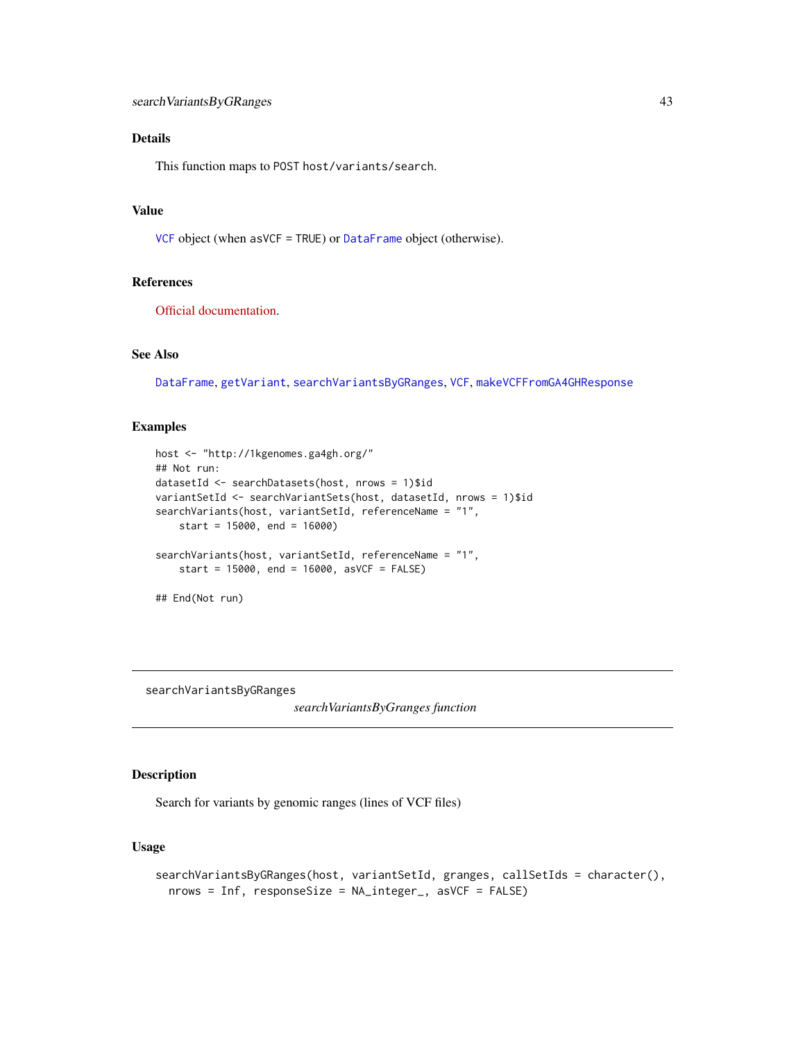### Details

This function maps to POST host/variants/search.

### Value

VCF object (when asVCF = TRUE) or DataFrame object (otherwise).

### References

Official documentation.

### See Also

DataFrame, getVariant, searchVariantsByGRanges, VCF, makeVCFFromGA4GHResponse

### Examples

```
host <- "http://1kgenomes.ga4gh.org/"
## Not run:
datasetId <- searchDatasets(host, nrows = 1)$id
variantSetId <- searchVariantSets(host, datasetId, nrows = 1)$id
searchVariants(host, variantSetId, referenceName = "1",
    start = 15000, end = 16000)

searchVariants(host, variantSetId, referenceName = "1",
    start = 15000, end = 16000, asVCF = FALSE)

## End(Not run)
```

---

## searchVariantsByGRanges

*searchVariantsByGranges function*

### Description

Search for variants by genomic ranges (lines of VCF files)

### Usage

```
searchVariantsByGRanges(host, variantSetId, granges, callSetIds = character(),
  nrows = Inf, responseSize = NA_integer_, asVCF = FALSE)
```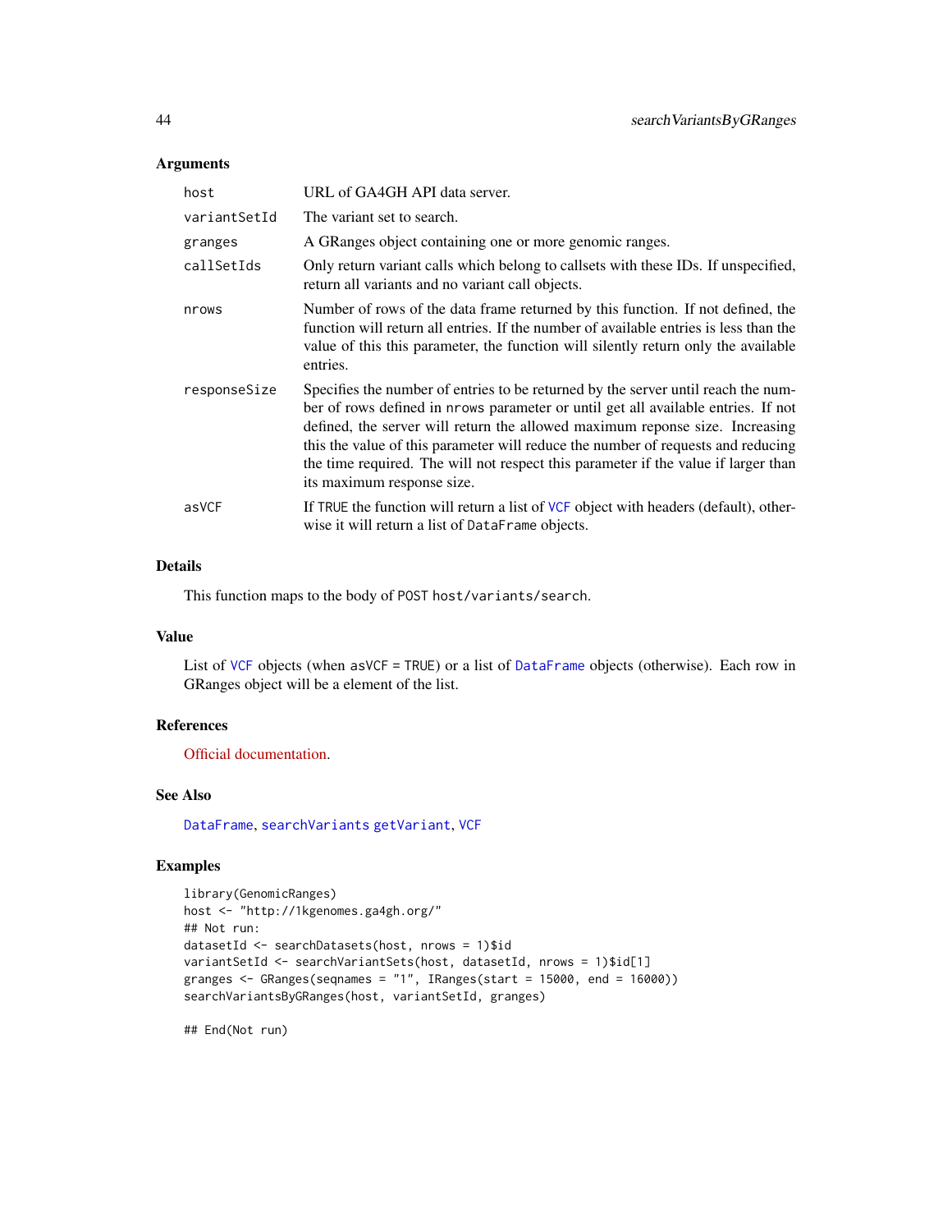## Arguments

| | |
|---|---|
| host | URL of GA4GH API data server. |
| variantSetId | The variant set to search. |
| granges | A GRanges object containing one or more genomic ranges. |
| callSetIds | Only return variant calls which belong to callsets with these IDs. If unspecified, return all variants and no variant call objects. |
| nrows | Number of rows of the data frame returned by this function. If not defined, the function will return all entries. If the number of available entries is less than the value of this this parameter, the function will silently return only the available entries. |
| responseSize | Specifies the number of entries to be returned by the server until reach the number of rows defined in nrows parameter or until get all available entries. If not defined, the server will return the allowed maximum reponse size. Increasing this the value of this parameter will reduce the number of requests and reducing the time required. The will not respect this parameter if the value if larger than its maximum response size. |
| asVCF | If TRUE the function will return a list of VCF object with headers (default), otherwise it will return a list of DataFrame objects. |

## Details

This function maps to the body of POST host/variants/search.

## Value

List of VCF objects (when asVCF = TRUE) or a list of DataFrame objects (otherwise). Each row in GRanges object will be a element of the list.

## References

Official documentation.

## See Also

DataFrame, searchVariants getVariant, VCF

## Examples

```
library(GenomicRanges)
host <- "http://1kgenomes.ga4gh.org/"
## Not run:
datasetId <- searchDatasets(host, nrows = 1)$id
variantSetId <- searchVariantSets(host, datasetId, nrows = 1)$id[1]
granges <- GRanges(seqnames = "1", IRanges(start = 15000, end = 16000))
searchVariantsByGRanges(host, variantSetId, granges)

## End(Not run)
```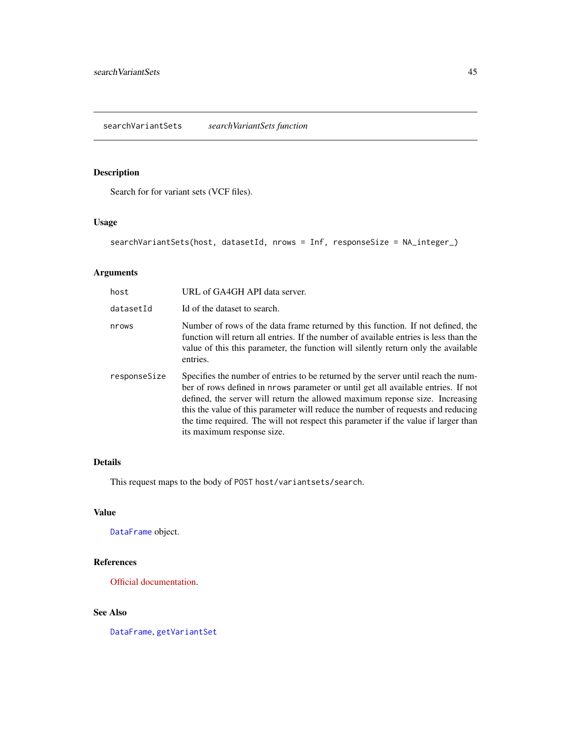searchVariantSets *searchVariantSets function*

## Description

Search for for variant sets (VCF files).

## Usage

```
searchVariantSets(host, datasetId, nrows = Inf, responseSize = NA_integer_)
```

## Arguments

| | |
|---|---|
| host | URL of GA4GH API data server. |
| datasetId | Id of the dataset to search. |
| nrows | Number of rows of the data frame returned by this function. If not defined, the function will return all entries. If the number of available entries is less than the value of this this parameter, the function will silently return only the available entries. |
| responseSize | Specifies the number of entries to be returned by the server until reach the number of rows defined in `nrows` parameter or until get all available entries. If not defined, the server will return the allowed maximum reponse size. Increasing this the value of this parameter will reduce the number of requests and reducing the time required. The will not respect this parameter if the value if larger than its maximum response size. |

## Details

This request maps to the body of `POST host/variantsets/search`.

## Value

`DataFrame` object.

## References

Official documentation.

## See Also

`DataFrame`, `getVariantSet`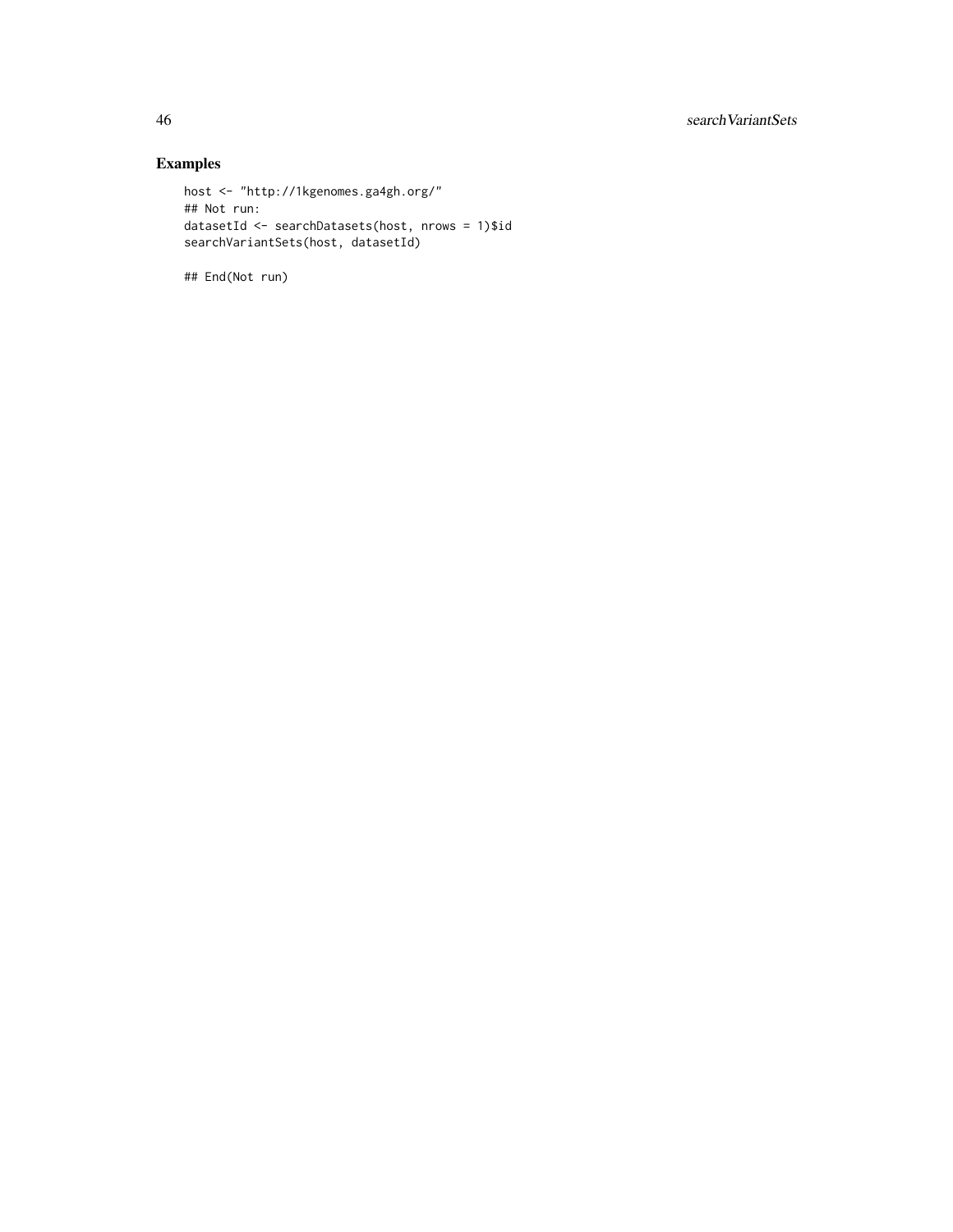## Examples

```
host <- "http://1kgenomes.ga4gh.org/"
## Not run:
datasetId <- searchDatasets(host, nrows = 1)$id
searchVariantSets(host, datasetId)

## End(Not run)
```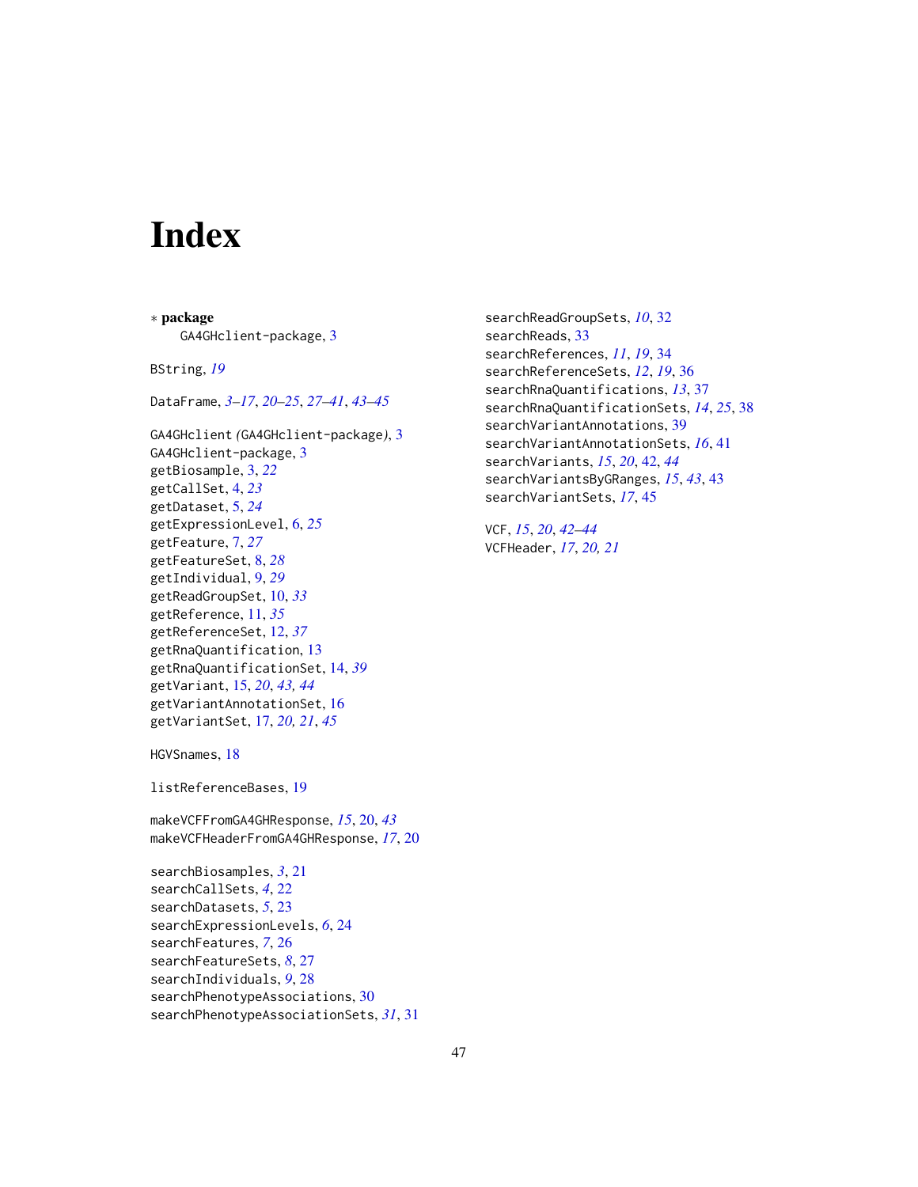# Index

∗ **package**
  GA4GHclient-package, 3

BString, *19*

DataFrame, *3–17*, *20–25*, *27–41*, *43–45*

GA4GHclient *(*GA4GHclient-package*)*, 3
GA4GHclient-package, 3
getBiosample, 3, *22*
getCallSet, 4, *23*
getDataset, 5, *24*
getExpressionLevel, 6, *25*
getFeature, 7, *27*
getFeatureSet, 8, *28*
getIndividual, 9, *29*
getReadGroupSet, 10, *33*
getReference, 11, *35*
getReferenceSet, 12, *37*
getRnaQuantification, 13
getRnaQuantificationSet, 14, *39*
getVariant, 15, *20*, *43, 44*
getVariantAnnotationSet, 16
getVariantSet, 17, *20, 21*, *45*

HGVSnames, 18

listReferenceBases, 19

makeVCFFromGA4GHResponse, *15*, 20, *43*
makeVCFHeaderFromGA4GHResponse, *17*, 20

searchBiosamples, *3*, 21
searchCallSets, *4*, 22
searchDatasets, *5*, 23
searchExpressionLevels, *6*, 24
searchFeatures, *7*, 26
searchFeatureSets, *8*, 27
searchIndividuals, *9*, 28
searchPhenotypeAssociations, 30
searchPhenotypeAssociationSets, *31*, 31
searchReadGroupSets, *10*, 32
searchReads, 33
searchReferences, *11*, *19*, 34
searchReferenceSets, *12*, *19*, 36
searchRnaQuantifications, *13*, 37
searchRnaQuantificationSets, *14*, *25*, 38
searchVariantAnnotations, 39
searchVariantAnnotationSets, *16*, 41
searchVariants, *15*, *20*, 42, *44*
searchVariantsByGRanges, *15*, *43*, 43
searchVariantSets, *17*, 45

VCF, *15*, *20*, *42–44*
VCFHeader, *17*, *20, 21*